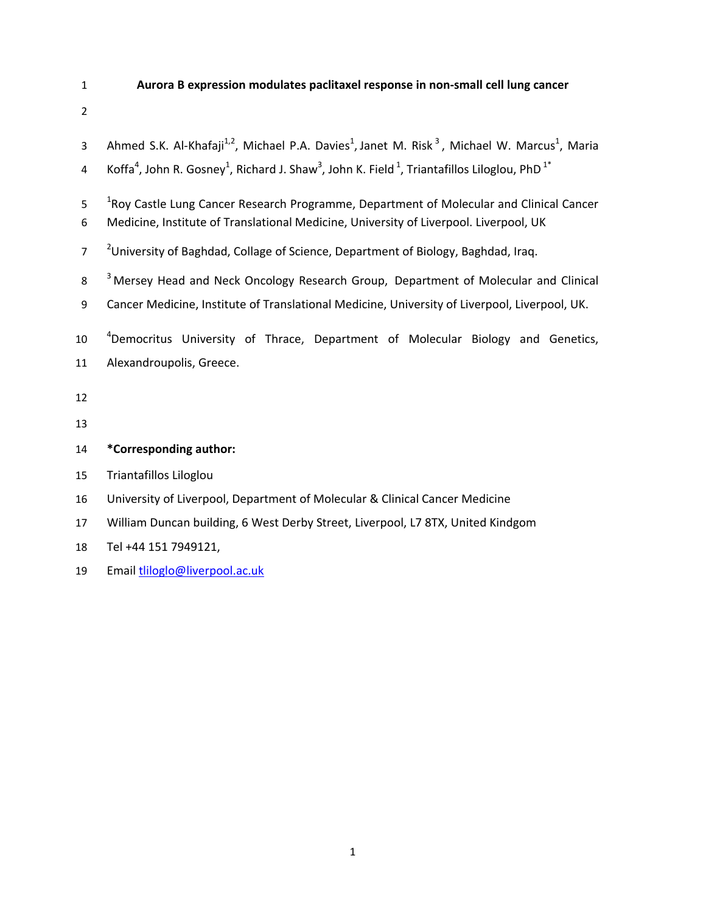# Aurora B expression modulates paclitaxel response in non-small cell lung cancer

Ahmed S.K. Al-Khafaji[1,2], Michael P.A. Davies[1], Janet M. Risk[3], Michael W. Marcus[1], Maria Koffa[4], John R. Gosney[1], Richard J. Shaw[3], John K. Field[1], Triantafillos Liloglou, PhD[1*]

[1]Roy Castle Lung Cancer Research Programme, Department of Molecular and Clinical Cancer Medicine, Institute of Translational Medicine, University of Liverpool. Liverpool, UK

[2]University of Baghdad, Collage of Science, Department of Biology, Baghdad, Iraq.

[3] Mersey Head and Neck Oncology Research Group, Department of Molecular and Clinical Cancer Medicine, Institute of Translational Medicine, University of Liverpool, Liverpool, UK.

[4]Democritus University of Thrace, Department of Molecular Biology and Genetics, Alexandroupolis, Greece.

**\*Corresponding author:**

Triantafillos Liloglou

University of Liverpool, Department of Molecular & Clinical Cancer Medicine

William Duncan building, 6 West Derby Street, Liverpool, L7 8TX, United Kindgom

Tel +44 151 7949121,

Email tliloglo@liverpool.ac.uk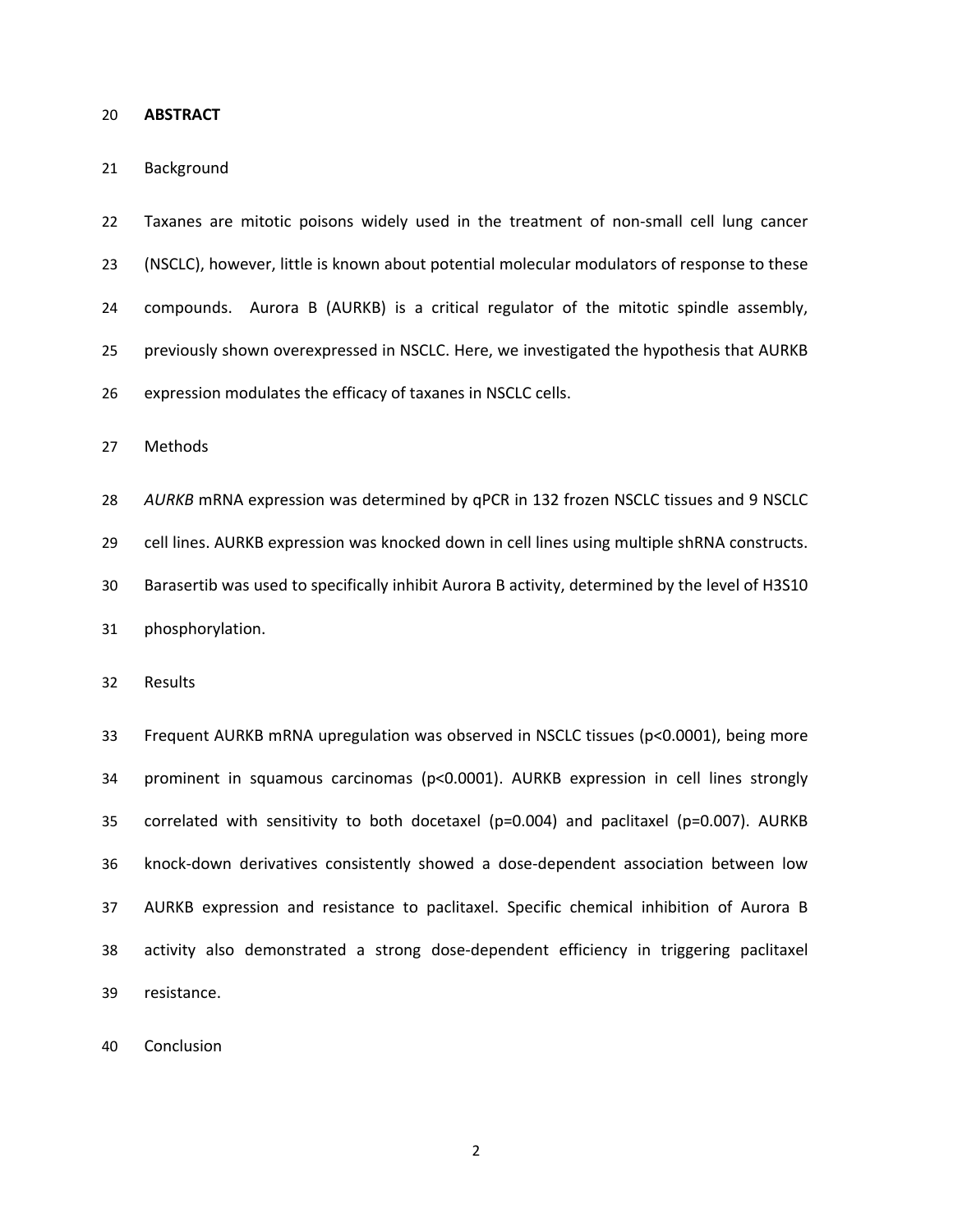## ABSTRACT

Background

Taxanes are mitotic poisons widely used in the treatment of non-small cell lung cancer (NSCLC), however, little is known about potential molecular modulators of response to these compounds. Aurora B (AURKB) is a critical regulator of the mitotic spindle assembly, previously shown overexpressed in NSCLC. Here, we investigated the hypothesis that AURKB expression modulates the efficacy of taxanes in NSCLC cells.

Methods

*AURKB* mRNA expression was determined by qPCR in 132 frozen NSCLC tissues and 9 NSCLC cell lines. AURKB expression was knocked down in cell lines using multiple shRNA constructs. Barasertib was used to specifically inhibit Aurora B activity, determined by the level of H3S10 phosphorylation.

Results

Frequent AURKB mRNA upregulation was observed in NSCLC tissues ($p<0.0001$), being more prominent in squamous carcinomas ($p<0.0001$). AURKB expression in cell lines strongly correlated with sensitivity to both docetaxel ($p=0.004$) and paclitaxel ($p=0.007$). AURKB knock-down derivatives consistently showed a dose-dependent association between low AURKB expression and resistance to paclitaxel. Specific chemical inhibition of Aurora B activity also demonstrated a strong dose-dependent efficiency in triggering paclitaxel resistance.

Conclusion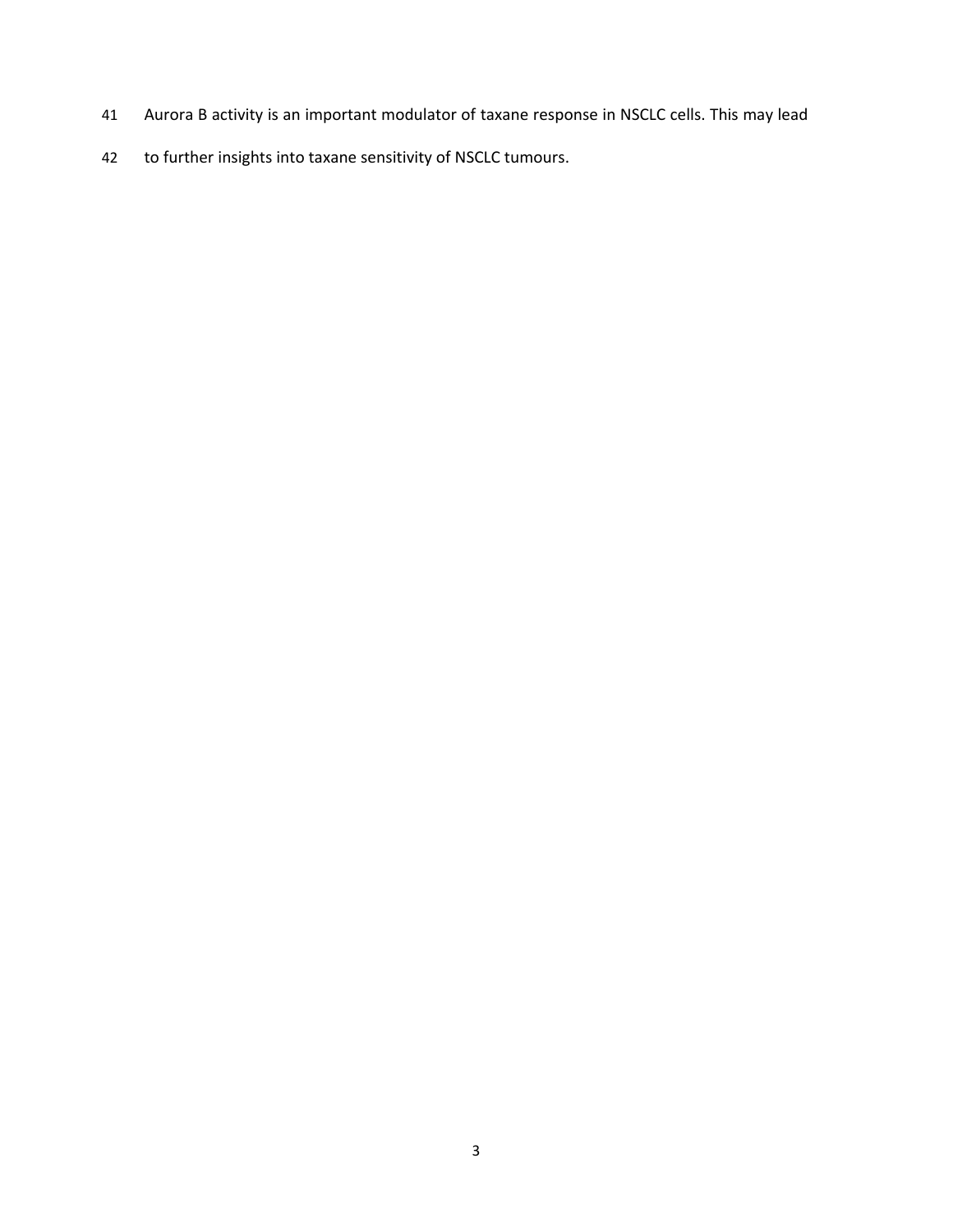Aurora B activity is an important modulator of taxane response in NSCLC cells. This may lead to further insights into taxane sensitivity of NSCLC tumours.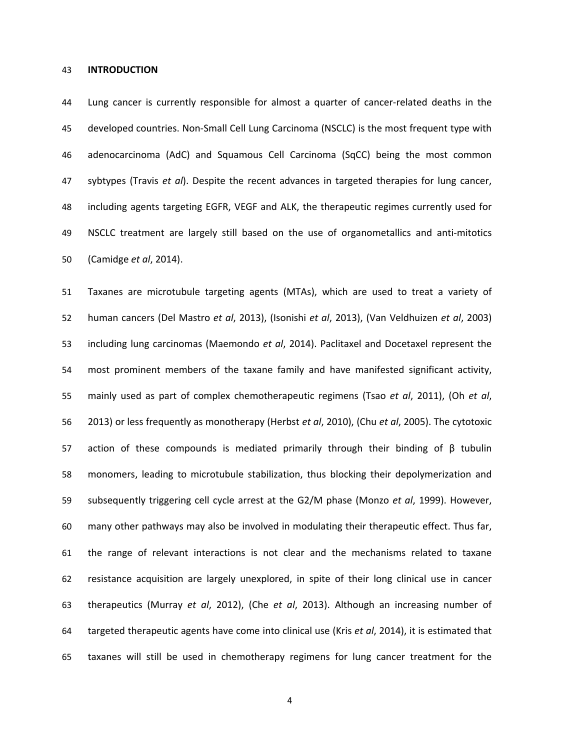## INTRODUCTION

Lung cancer is currently responsible for almost a quarter of cancer-related deaths in the developed countries. Non-Small Cell Lung Carcinoma (NSCLC) is the most frequent type with adenocarcinoma (AdC) and Squamous Cell Carcinoma (SqCC) being the most common sybtypes (Travis *et al*). Despite the recent advances in targeted therapies for lung cancer, including agents targeting EGFR, VEGF and ALK, the therapeutic regimes currently used for NSCLC treatment are largely still based on the use of organometallics and anti-mitotics (Camidge *et al*, 2014).

Taxanes are microtubule targeting agents (MTAs), which are used to treat a variety of human cancers (Del Mastro *et al*, 2013), (Isonishi *et al*, 2013), (Van Veldhuizen *et al*, 2003) including lung carcinomas (Maemondo *et al*, 2014). Paclitaxel and Docetaxel represent the most prominent members of the taxane family and have manifested significant activity, mainly used as part of complex chemotherapeutic regimens (Tsao *et al*, 2011), (Oh *et al*, 2013) or less frequently as monotherapy (Herbst *et al*, 2010), (Chu *et al*, 2005). The cytotoxic action of these compounds is mediated primarily through their binding of β tubulin monomers, leading to microtubule stabilization, thus blocking their depolymerization and subsequently triggering cell cycle arrest at the G2/M phase (Monzo *et al*, 1999). However, many other pathways may also be involved in modulating their therapeutic effect. Thus far, the range of relevant interactions is not clear and the mechanisms related to taxane resistance acquisition are largely unexplored, in spite of their long clinical use in cancer therapeutics (Murray *et al*, 2012), (Che *et al*, 2013). Although an increasing number of targeted therapeutic agents have come into clinical use (Kris *et al*, 2014), it is estimated that taxanes will still be used in chemotherapy regimens for lung cancer treatment for the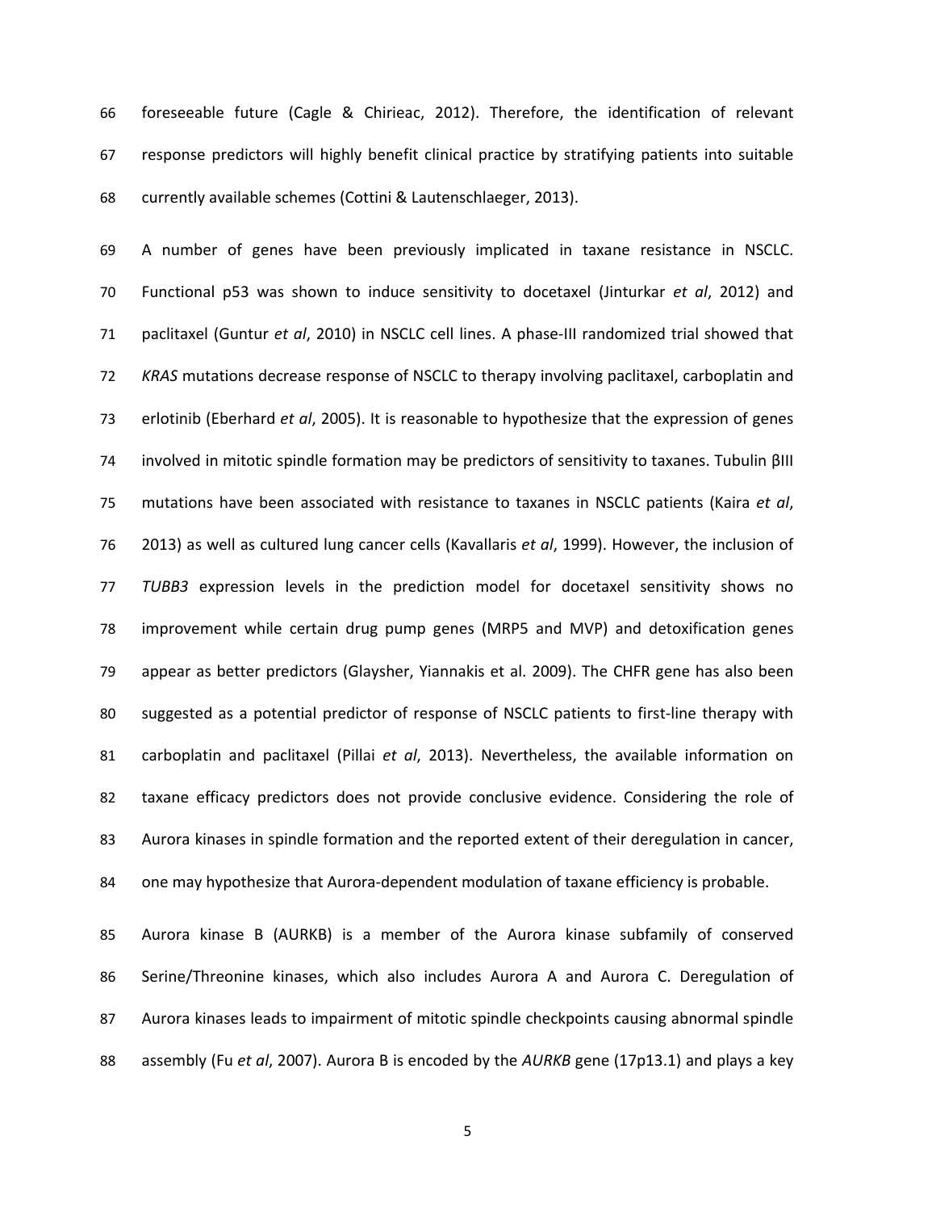foreseeable future (Cagle & Chirieac, 2012). Therefore, the identification of relevant response predictors will highly benefit clinical practice by stratifying patients into suitable currently available schemes (Cottini & Lautenschlaeger, 2013).

A number of genes have been previously implicated in taxane resistance in NSCLC. Functional p53 was shown to induce sensitivity to docetaxel (Jinturkar *et al*, 2012) and paclitaxel (Guntur *et al*, 2010) in NSCLC cell lines. A phase-III randomized trial showed that *KRAS* mutations decrease response of NSCLC to therapy involving paclitaxel, carboplatin and erlotinib (Eberhard *et al*, 2005). It is reasonable to hypothesize that the expression of genes involved in mitotic spindle formation may be predictors of sensitivity to taxanes. Tubulin βIII mutations have been associated with resistance to taxanes in NSCLC patients (Kaira *et al*, 2013) as well as cultured lung cancer cells (Kavallaris *et al*, 1999). However, the inclusion of *TUBB3* expression levels in the prediction model for docetaxel sensitivity shows no improvement while certain drug pump genes (MRP5 and MVP) and detoxification genes appear as better predictors (Glaysher, Yiannakis et al. 2009). The CHFR gene has also been suggested as a potential predictor of response of NSCLC patients to first-line therapy with carboplatin and paclitaxel (Pillai *et al*, 2013). Nevertheless, the available information on taxane efficacy predictors does not provide conclusive evidence. Considering the role of Aurora kinases in spindle formation and the reported extent of their deregulation in cancer, one may hypothesize that Aurora-dependent modulation of taxane efficiency is probable.

Aurora kinase B (AURKB) is a member of the Aurora kinase subfamily of conserved Serine/Threonine kinases, which also includes Aurora A and Aurora C. Deregulation of Aurora kinases leads to impairment of mitotic spindle checkpoints causing abnormal spindle assembly (Fu *et al*, 2007). Aurora B is encoded by the *AURKB* gene (17p13.1) and plays a key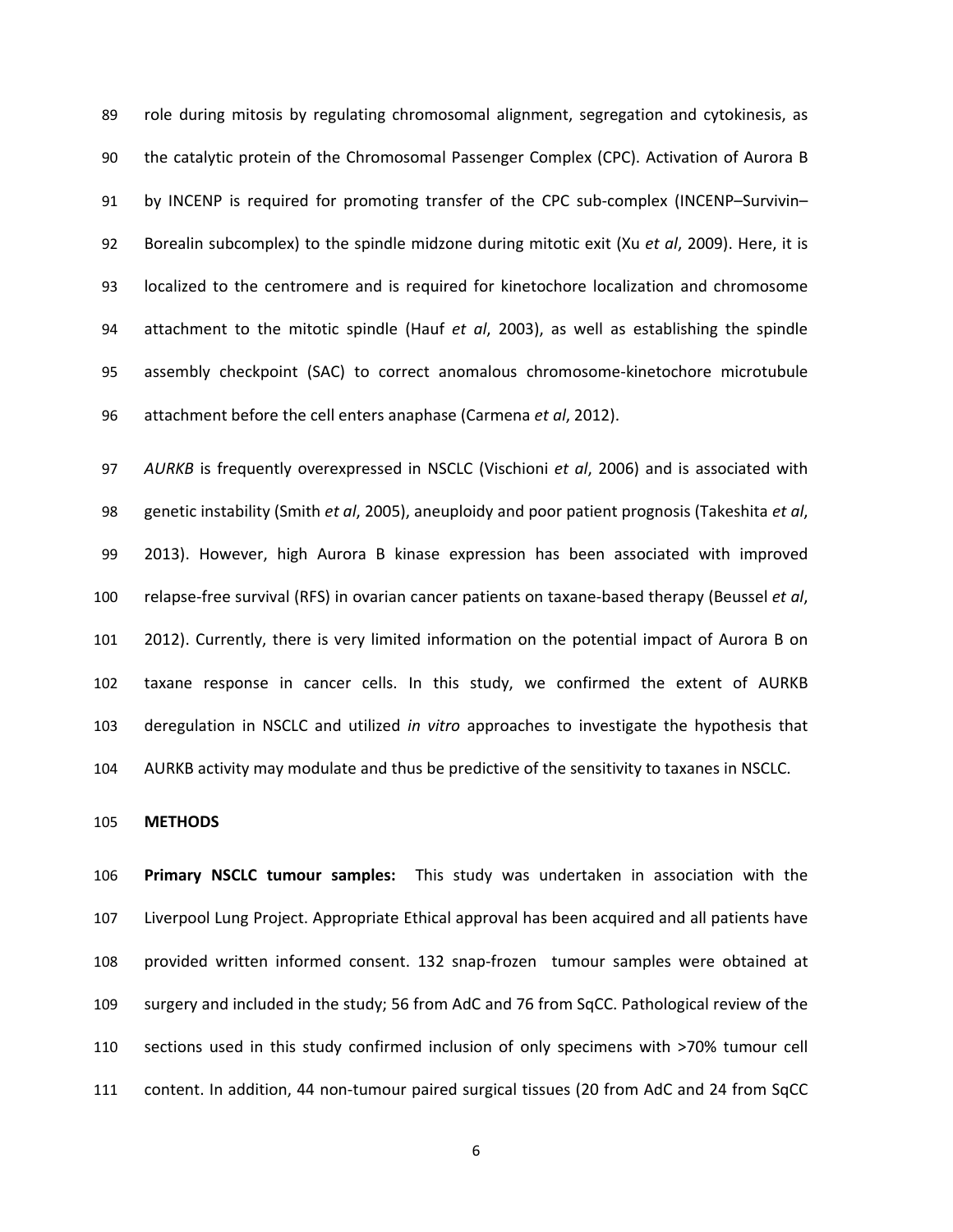role during mitosis by regulating chromosomal alignment, segregation and cytokinesis, as the catalytic protein of the Chromosomal Passenger Complex (CPC). Activation of Aurora B by INCENP is required for promoting transfer of the CPC sub-complex (INCENP–Survivin–Borealin subcomplex) to the spindle midzone during mitotic exit (Xu *et al*, 2009). Here, it is localized to the centromere and is required for kinetochore localization and chromosome attachment to the mitotic spindle (Hauf *et al*, 2003), as well as establishing the spindle assembly checkpoint (SAC) to correct anomalous chromosome-kinetochore microtubule attachment before the cell enters anaphase (Carmena *et al*, 2012).

*AURKB* is frequently overexpressed in NSCLC (Vischioni *et al*, 2006) and is associated with genetic instability (Smith *et al*, 2005), aneuploidy and poor patient prognosis (Takeshita *et al*, 2013). However, high Aurora B kinase expression has been associated with improved relapse-free survival (RFS) in ovarian cancer patients on taxane-based therapy (Beussel *et al*, 2012). Currently, there is very limited information on the potential impact of Aurora B on taxane response in cancer cells. In this study, we confirmed the extent of AURKB deregulation in NSCLC and utilized *in vitro* approaches to investigate the hypothesis that AURKB activity may modulate and thus be predictive of the sensitivity to taxanes in NSCLC.

## METHODS

**Primary NSCLC tumour samples:** This study was undertaken in association with the Liverpool Lung Project. Appropriate Ethical approval has been acquired and all patients have provided written informed consent. 132 snap-frozen tumour samples were obtained at surgery and included in the study; 56 from AdC and 76 from SqCC. Pathological review of the sections used in this study confirmed inclusion of only specimens with >70% tumour cell content. In addition, 44 non-tumour paired surgical tissues (20 from AdC and 24 from SqCC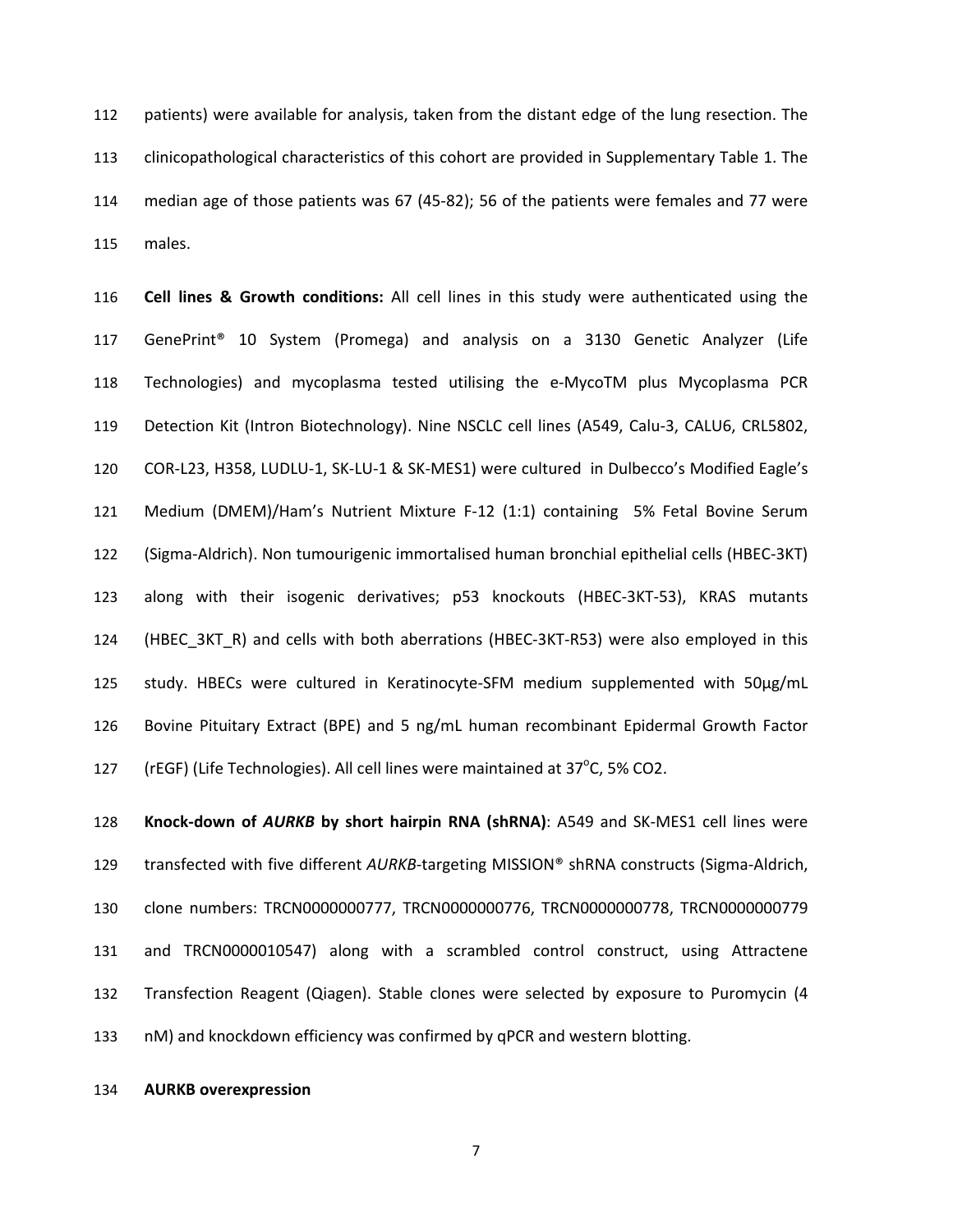patients) were available for analysis, taken from the distant edge of the lung resection. The clinicopathological characteristics of this cohort are provided in Supplementary Table 1. The median age of those patients was 67 (45-82); 56 of the patients were females and 77 were males.

**Cell lines & Growth conditions:** All cell lines in this study were authenticated using the GenePrint® 10 System (Promega) and analysis on a 3130 Genetic Analyzer (Life Technologies) and mycoplasma tested utilising the e-MycoTM plus Mycoplasma PCR Detection Kit (Intron Biotechnology). Nine NSCLC cell lines (A549, Calu-3, CALU6, CRL5802, COR-L23, H358, LUDLU-1, SK-LU-1 & SK-MES1) were cultured in Dulbecco's Modified Eagle's Medium (DMEM)/Ham's Nutrient Mixture F-12 (1:1) containing 5% Fetal Bovine Serum (Sigma-Aldrich). Non tumourigenic immortalised human bronchial epithelial cells (HBEC-3KT) along with their isogenic derivatives; p53 knockouts (HBEC-3KT-53), KRAS mutants (HBEC_3KT_R) and cells with both aberrations (HBEC-3KT-R53) were also employed in this study. HBECs were cultured in Keratinocyte-SFM medium supplemented with 50µg/mL Bovine Pituitary Extract (BPE) and 5 ng/mL human recombinant Epidermal Growth Factor (rEGF) (Life Technologies). All cell lines were maintained at 37°C, 5% $CO_2$.

**Knock-down of *AURKB* by short hairpin RNA (shRNA)**: A549 and SK-MES1 cell lines were transfected with five different *AURKB*-targeting MISSION® shRNA constructs (Sigma-Aldrich, clone numbers: TRCN0000000777, TRCN0000000776, TRCN0000000778, TRCN0000000779 and TRCN0000010547) along with a scrambled control construct, using Attractene Transfection Reagent (Qiagen). Stable clones were selected by exposure to Puromycin (4 nM) and knockdown efficiency was confirmed by qPCR and western blotting.

**AURKB overexpression**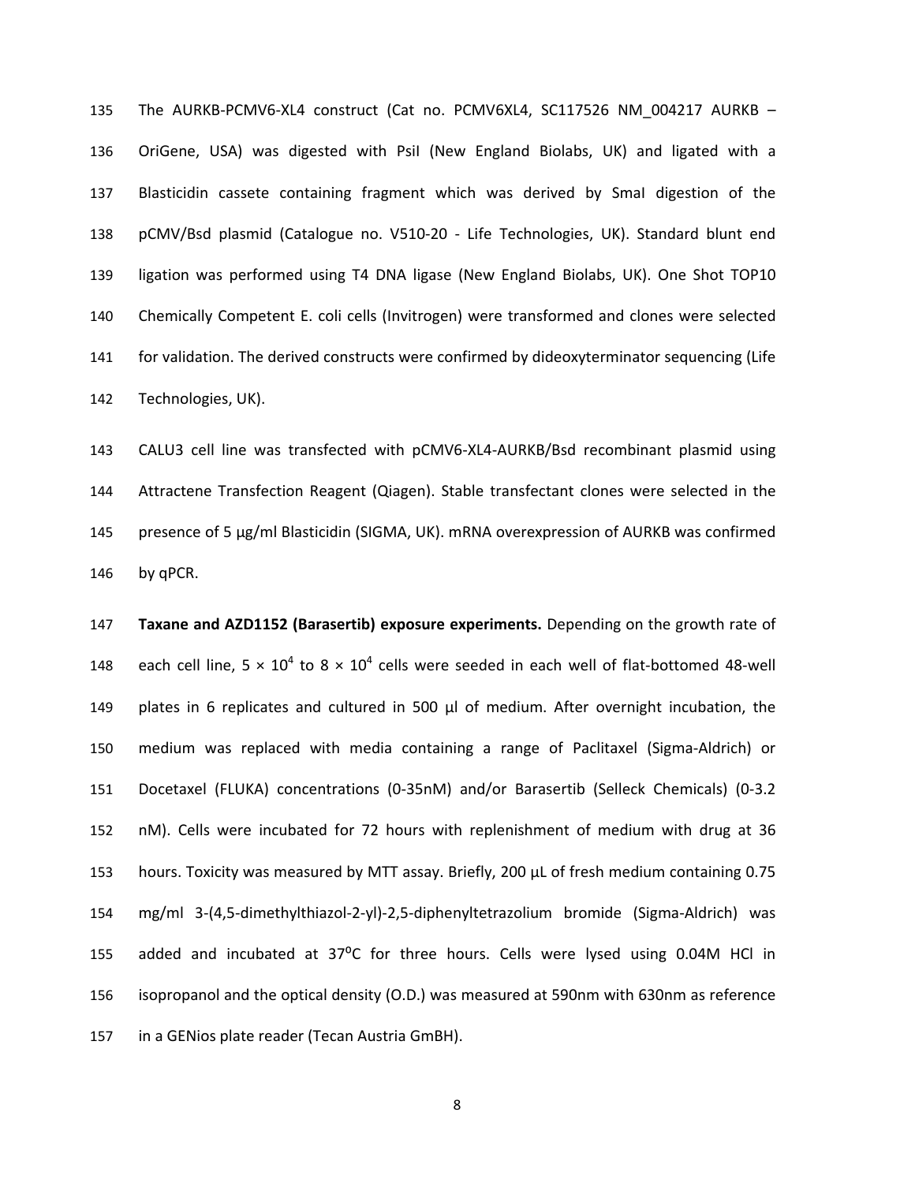The AURKB-PCMV6-XL4 construct (Cat no. PCMV6XL4, SC117526 NM_004217 AURKB – OriGene, USA) was digested with PsiI (New England Biolabs, UK) and ligated with a Blasticidin cassete containing fragment which was derived by SmaI digestion of the pCMV/Bsd plasmid (Catalogue no. V510-20 - Life Technologies, UK). Standard blunt end ligation was performed using T4 DNA ligase (New England Biolabs, UK). One Shot TOP10 Chemically Competent E. coli cells (Invitrogen) were transformed and clones were selected for validation. The derived constructs were confirmed by dideoxyterminator sequencing (Life Technologies, UK).

CALU3 cell line was transfected with pCMV6-XL4-AURKB/Bsd recombinant plasmid using Attractene Transfection Reagent (Qiagen). Stable transfectant clones were selected in the presence of 5 µg/ml Blasticidin (SIGMA, UK). mRNA overexpression of AURKB was confirmed by qPCR.

**Taxane and AZD1152 (Barasertib) exposure experiments.** Depending on the growth rate of each cell line, $5 \times 10^4$ to $8 \times 10^4$ cells were seeded in each well of flat-bottomed 48-well plates in 6 replicates and cultured in 500 µl of medium. After overnight incubation, the medium was replaced with media containing a range of Paclitaxel (Sigma-Aldrich) or Docetaxel (FLUKA) concentrations (0-35nM) and/or Barasertib (Selleck Chemicals) (0-3.2 nM). Cells were incubated for 72 hours with replenishment of medium with drug at 36 hours. Toxicity was measured by MTT assay. Briefly, 200 µL of fresh medium containing 0.75 mg/ml 3-(4,5-dimethylthiazol-2-yl)-2,5-diphenyltetrazolium bromide (Sigma-Aldrich) was added and incubated at 37$^{o}$C for three hours. Cells were lysed using 0.04M HCl in isopropanol and the optical density (O.D.) was measured at 590nm with 630nm as reference in a GENios plate reader (Tecan Austria GmBH).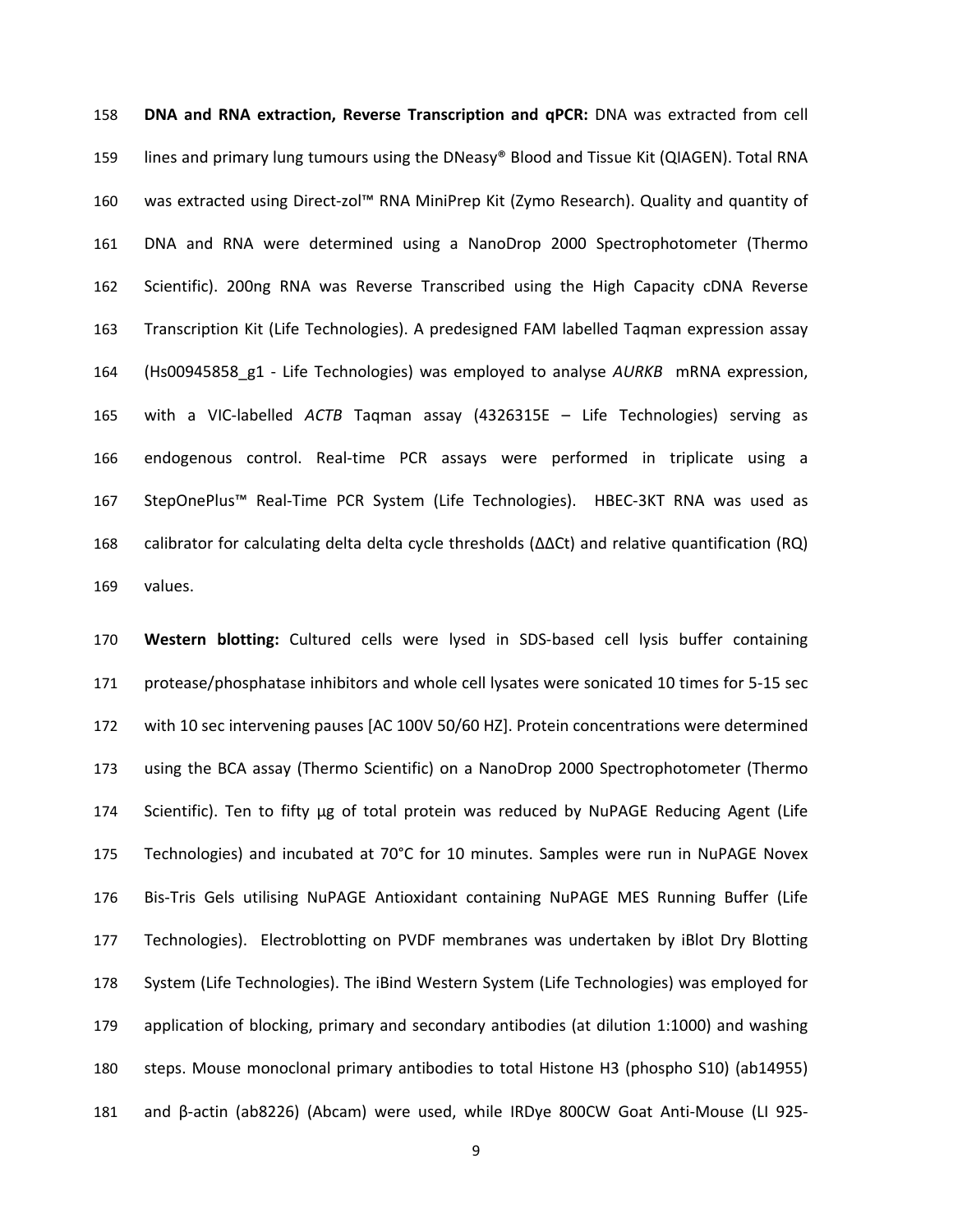**DNA and RNA extraction, Reverse Transcription and qPCR:** DNA was extracted from cell lines and primary lung tumours using the DNeasy® Blood and Tissue Kit (QIAGEN). Total RNA was extracted using Direct-zol™ RNA MiniPrep Kit (Zymo Research). Quality and quantity of DNA and RNA were determined using a NanoDrop 2000 Spectrophotometer (Thermo Scientific). 200ng RNA was Reverse Transcribed using the High Capacity cDNA Reverse Transcription Kit (Life Technologies). A predesigned FAM labelled Taqman expression assay (Hs00945858_g1 - Life Technologies) was employed to analyse *AURKB* mRNA expression, with a VIC-labelled *ACTB* Taqman assay (4326315E – Life Technologies) serving as endogenous control. Real-time PCR assays were performed in triplicate using a StepOnePlus™ Real-Time PCR System (Life Technologies). HBEC-3KT RNA was used as calibrator for calculating delta delta cycle thresholds (ΔΔCt) and relative quantification (RQ) values.

**Western blotting:** Cultured cells were lysed in SDS-based cell lysis buffer containing protease/phosphatase inhibitors and whole cell lysates were sonicated 10 times for 5-15 sec with 10 sec intervening pauses [AC 100V 50/60 HZ]. Protein concentrations were determined using the BCA assay (Thermo Scientific) on a NanoDrop 2000 Spectrophotometer (Thermo Scientific). Ten to fifty µg of total protein was reduced by NuPAGE Reducing Agent (Life Technologies) and incubated at 70°C for 10 minutes. Samples were run in NuPAGE Novex Bis-Tris Gels utilising NuPAGE Antioxidant containing NuPAGE MES Running Buffer (Life Technologies). Electroblotting on PVDF membranes was undertaken by iBlot Dry Blotting System (Life Technologies). The iBind Western System (Life Technologies) was employed for application of blocking, primary and secondary antibodies (at dilution 1:1000) and washing steps. Mouse monoclonal primary antibodies to total Histone H3 (phospho S10) (ab14955) and β-actin (ab8226) (Abcam) were used, while IRDye 800CW Goat Anti-Mouse (LI 925-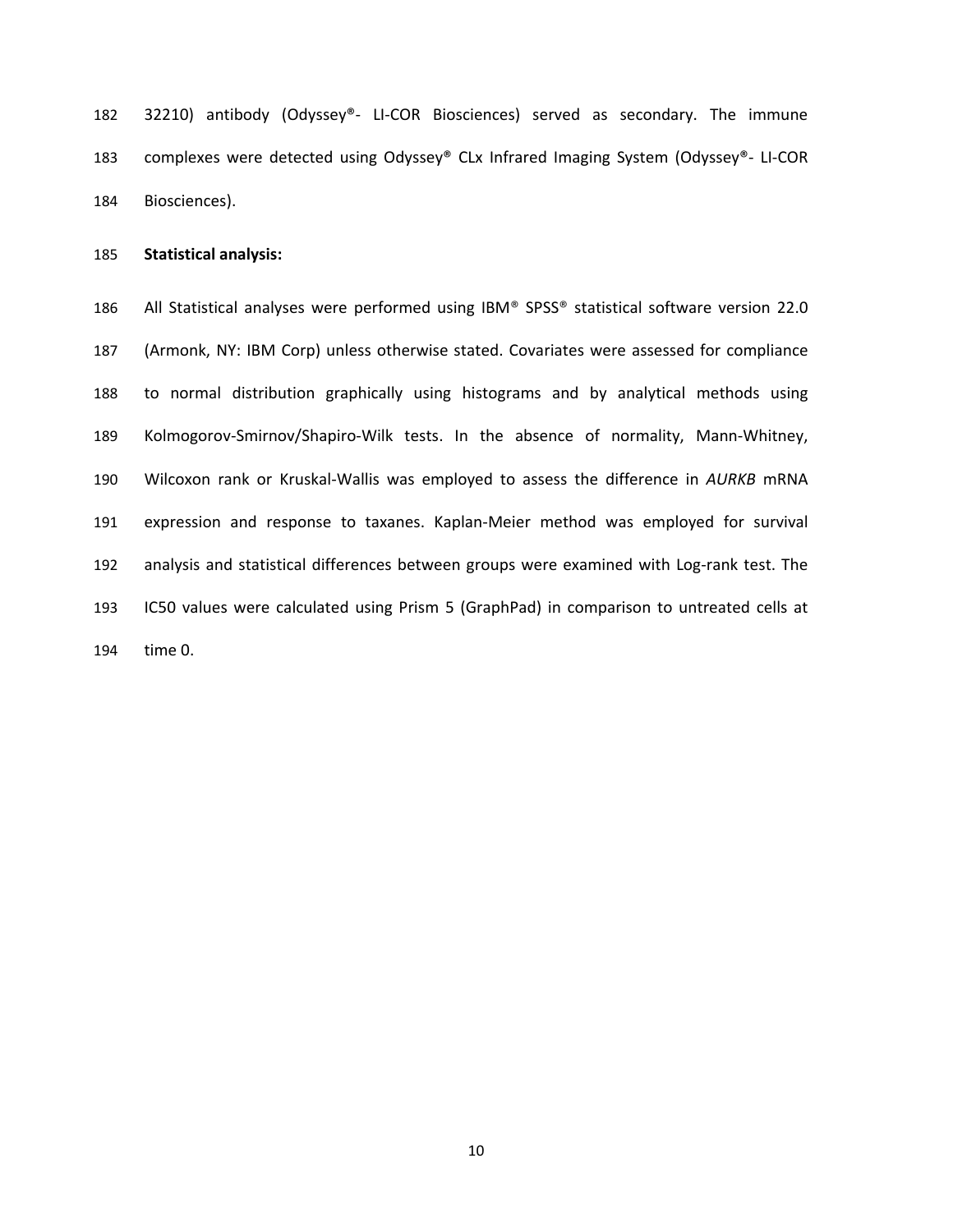32210) antibody (Odyssey®- LI-COR Biosciences) served as secondary. The immune complexes were detected using Odyssey® CLx Infrared Imaging System (Odyssey®- LI-COR Biosciences).

**Statistical analysis:**

All Statistical analyses were performed using IBM® SPSS® statistical software version 22.0 (Armonk, NY: IBM Corp) unless otherwise stated. Covariates were assessed for compliance to normal distribution graphically using histograms and by analytical methods using Kolmogorov-Smirnov/Shapiro-Wilk tests. In the absence of normality, Mann-Whitney, Wilcoxon rank or Kruskal-Wallis was employed to assess the difference in *AURKB* mRNA expression and response to taxanes. Kaplan-Meier method was employed for survival analysis and statistical differences between groups were examined with Log-rank test. The IC50 values were calculated using Prism 5 (GraphPad) in comparison to untreated cells at time 0.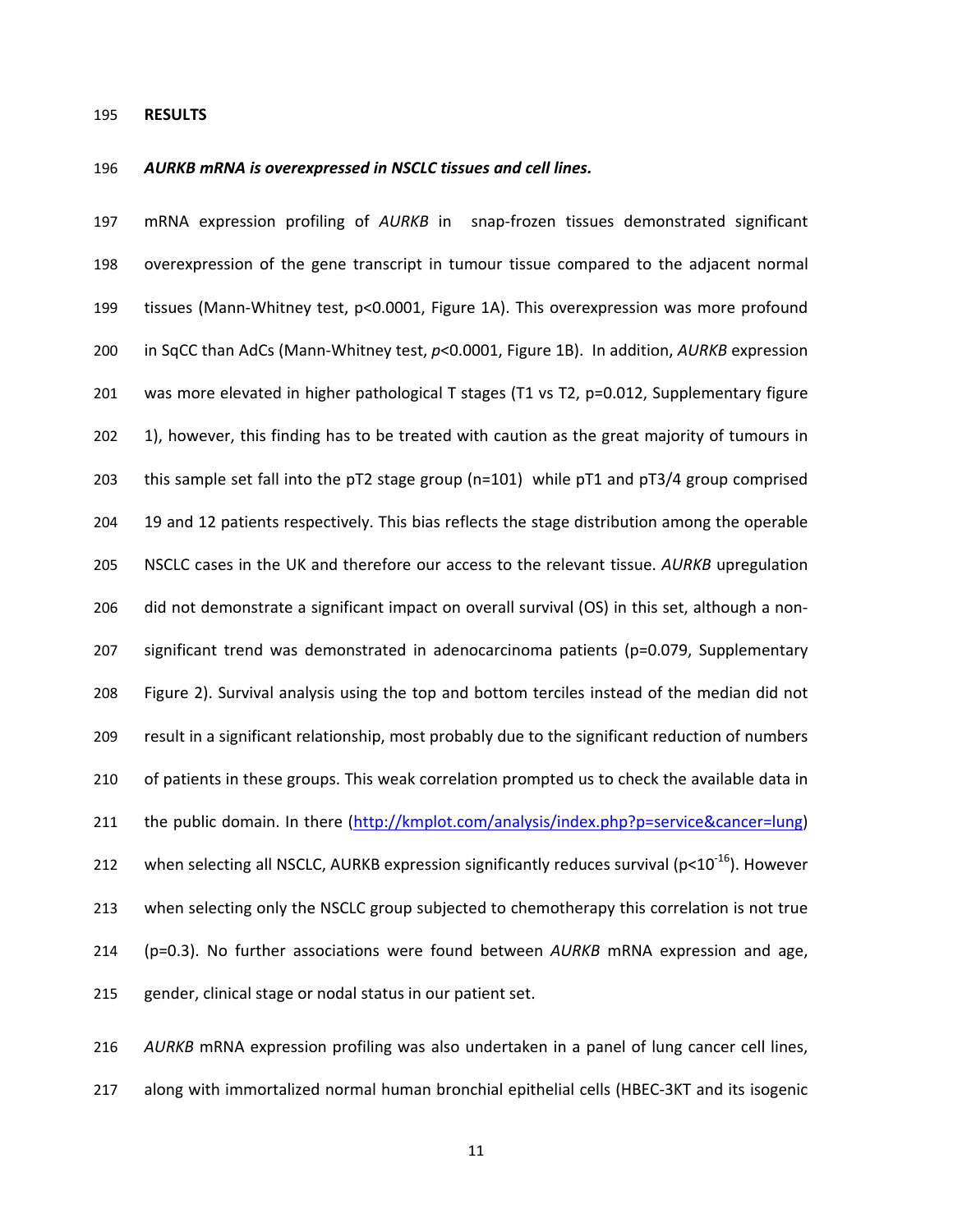**RESULTS**

***AURKB mRNA is overexpressed in NSCLC tissues and cell lines.***

mRNA expression profiling of *AURKB* in snap-frozen tissues demonstrated significant overexpression of the gene transcript in tumour tissue compared to the adjacent normal tissues (Mann-Whitney test, $p<0.0001$, Figure 1A). This overexpression was more profound in SqCC than AdCs (Mann-Whitney test, $p<0.0001$, Figure 1B). In addition, *AURKB* expression was more elevated in higher pathological T stages (T1 vs T2, $p=0.012$, Supplementary figure 1), however, this finding has to be treated with caution as the great majority of tumours in this sample set fall into the pT2 stage group (n=101) while pT1 and pT3/4 group comprised 19 and 12 patients respectively. This bias reflects the stage distribution among the operable NSCLC cases in the UK and therefore our access to the relevant tissue. *AURKB* upregulation did not demonstrate a significant impact on overall survival (OS) in this set, although a non-significant trend was demonstrated in adenocarcinoma patients ($p=0.079$, Supplementary Figure 2). Survival analysis using the top and bottom terciles instead of the median did not result in a significant relationship, most probably due to the significant reduction of numbers of patients in these groups. This weak correlation prompted us to check the available data in the public domain. In there (http://kmplot.com/analysis/index.php?p=service&cancer=lung) when selecting all NSCLC, AURKB expression significantly reduces survival ($p<10^{-16}$). However when selecting only the NSCLC group subjected to chemotherapy this correlation is not true ($p=0.3$). No further associations were found between *AURKB* mRNA expression and age, gender, clinical stage or nodal status in our patient set.

*AURKB* mRNA expression profiling was also undertaken in a panel of lung cancer cell lines, along with immortalized normal human bronchial epithelial cells (HBEC-3KT and its isogenic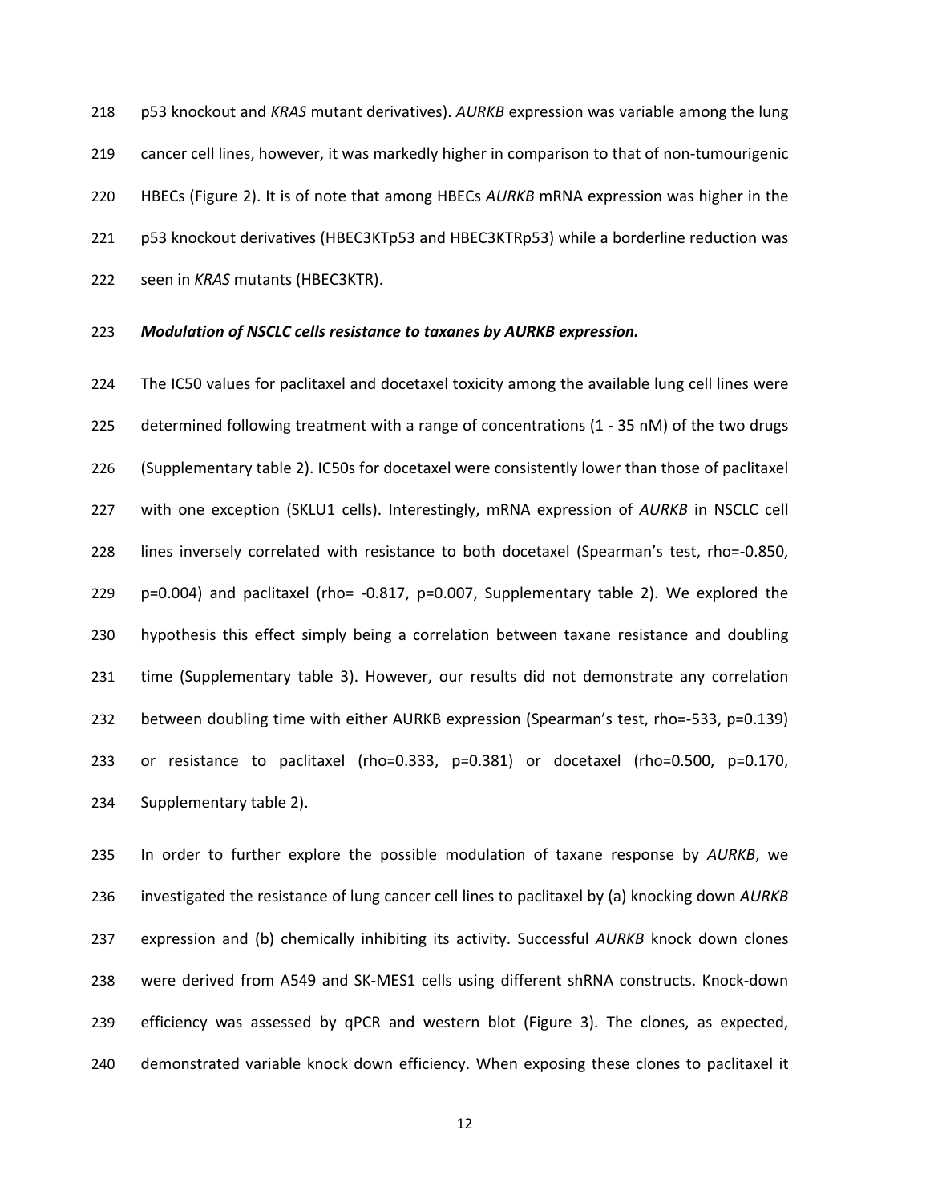p53 knockout and *KRAS* mutant derivatives). *AURKB* expression was variable among the lung cancer cell lines, however, it was markedly higher in comparison to that of non-tumourigenic HBECs (Figure 2). It is of note that among HBECs *AURKB* mRNA expression was higher in the p53 knockout derivatives (HBEC3KTp53 and HBEC3KTRp53) while a borderline reduction was seen in *KRAS* mutants (HBEC3KTR).

***Modulation of NSCLC cells resistance to taxanes by AURKB expression.***

The IC50 values for paclitaxel and docetaxel toxicity among the available lung cell lines were determined following treatment with a range of concentrations (1 - 35 nM) of the two drugs (Supplementary table 2). IC50s for docetaxel were consistently lower than those of paclitaxel with one exception (SKLU1 cells). Interestingly, mRNA expression of *AURKB* in NSCLC cell lines inversely correlated with resistance to both docetaxel (Spearman's test, rho=-0.850, p=0.004) and paclitaxel (rho= -0.817, p=0.007, Supplementary table 2). We explored the hypothesis this effect simply being a correlation between taxane resistance and doubling time (Supplementary table 3). However, our results did not demonstrate any correlation between doubling time with either AURKB expression (Spearman's test, rho=-533, p=0.139) or resistance to paclitaxel (rho=0.333, p=0.381) or docetaxel (rho=0.500, p=0.170, Supplementary table 2).

In order to further explore the possible modulation of taxane response by *AURKB*, we investigated the resistance of lung cancer cell lines to paclitaxel by (a) knocking down *AURKB* expression and (b) chemically inhibiting its activity. Successful *AURKB* knock down clones were derived from A549 and SK-MES1 cells using different shRNA constructs. Knock-down efficiency was assessed by qPCR and western blot (Figure 3). The clones, as expected, demonstrated variable knock down efficiency. When exposing these clones to paclitaxel it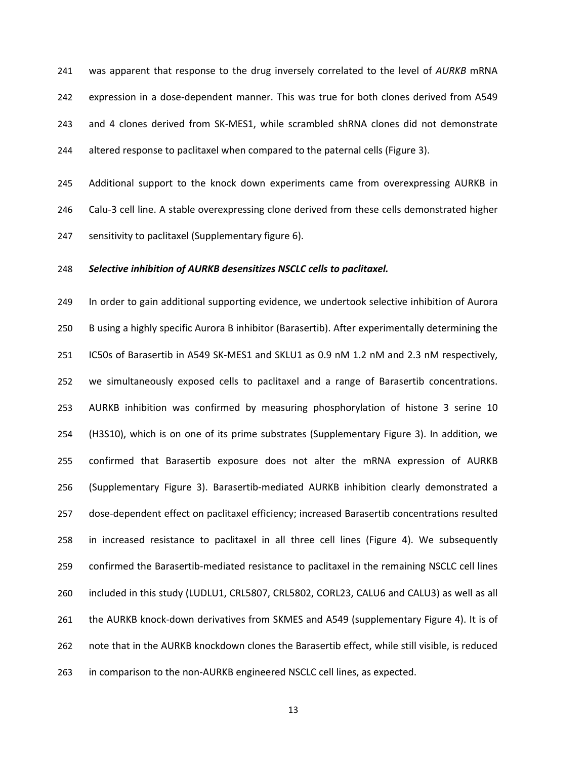was apparent that response to the drug inversely correlated to the level of *AURKB* mRNA expression in a dose-dependent manner. This was true for both clones derived from A549 and 4 clones derived from SK-MES1, while scrambled shRNA clones did not demonstrate altered response to paclitaxel when compared to the paternal cells (Figure 3).

Additional support to the knock down experiments came from overexpressing AURKB in Calu-3 cell line. A stable overexpressing clone derived from these cells demonstrated higher sensitivity to paclitaxel (Supplementary figure 6).

***Selective inhibition of AURKB desensitizes NSCLC cells to paclitaxel.***

In order to gain additional supporting evidence, we undertook selective inhibition of Aurora B using a highly specific Aurora B inhibitor (Barasertib). After experimentally determining the IC50s of Barasertib in A549 SK-MES1 and SKLU1 as 0.9 nM 1.2 nM and 2.3 nM respectively, we simultaneously exposed cells to paclitaxel and a range of Barasertib concentrations. AURKB inhibition was confirmed by measuring phosphorylation of histone 3 serine 10 (H3S10), which is on one of its prime substrates (Supplementary Figure 3). In addition, we confirmed that Barasertib exposure does not alter the mRNA expression of AURKB (Supplementary Figure 3). Barasertib-mediated AURKB inhibition clearly demonstrated a dose-dependent effect on paclitaxel efficiency; increased Barasertib concentrations resulted in increased resistance to paclitaxel in all three cell lines (Figure 4). We subsequently confirmed the Barasertib-mediated resistance to paclitaxel in the remaining NSCLC cell lines included in this study (LUDLU1, CRL5807, CRL5802, CORL23, CALU6 and CALU3) as well as all the AURKB knock-down derivatives from SKMES and A549 (supplementary Figure 4). It is of note that in the AURKB knockdown clones the Barasertib effect, while still visible, is reduced in comparison to the non-AURKB engineered NSCLC cell lines, as expected.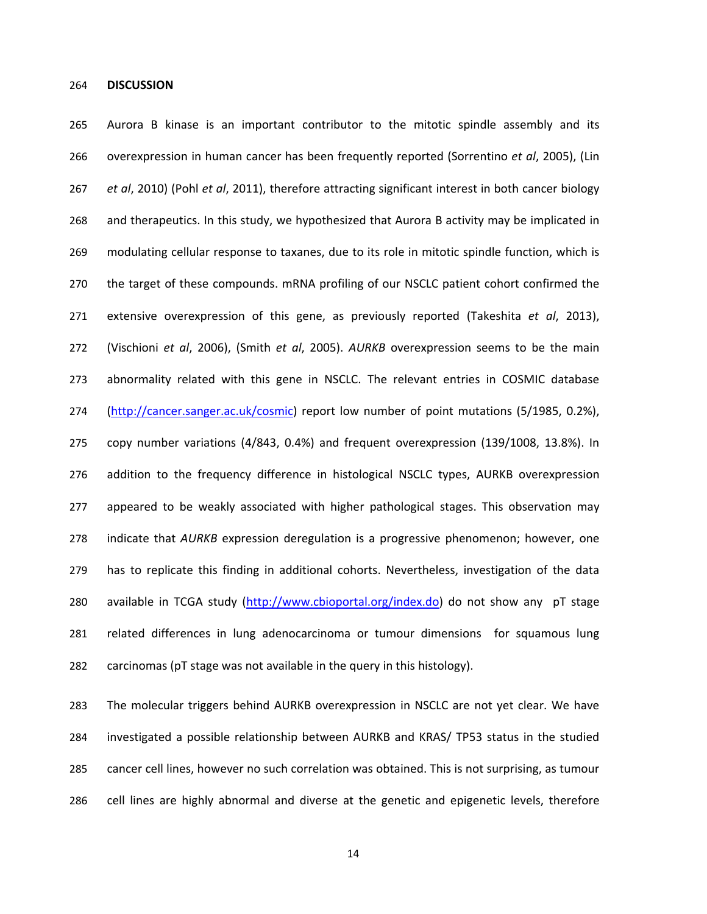## DISCUSSION

Aurora B kinase is an important contributor to the mitotic spindle assembly and its overexpression in human cancer has been frequently reported (Sorrentino *et al*, 2005), (Lin *et al*, 2010) (Pohl *et al*, 2011), therefore attracting significant interest in both cancer biology and therapeutics. In this study, we hypothesized that Aurora B activity may be implicated in modulating cellular response to taxanes, due to its role in mitotic spindle function, which is the target of these compounds. mRNA profiling of our NSCLC patient cohort confirmed the extensive overexpression of this gene, as previously reported (Takeshita *et al*, 2013), (Vischioni *et al*, 2006), (Smith *et al*, 2005). *AURKB* overexpression seems to be the main abnormality related with this gene in NSCLC. The relevant entries in COSMIC database (http://cancer.sanger.ac.uk/cosmic) report low number of point mutations (5/1985, 0.2%), copy number variations (4/843, 0.4%) and frequent overexpression (139/1008, 13.8%). In addition to the frequency difference in histological NSCLC types, AURKB overexpression appeared to be weakly associated with higher pathological stages. This observation may indicate that *AURKB* expression deregulation is a progressive phenomenon; however, one has to replicate this finding in additional cohorts. Nevertheless, investigation of the data available in TCGA study (http://www.cbioportal.org/index.do) do not show any pT stage related differences in lung adenocarcinoma or tumour dimensions for squamous lung carcinomas (pT stage was not available in the query in this histology).

The molecular triggers behind AURKB overexpression in NSCLC are not yet clear. We have investigated a possible relationship between AURKB and KRAS/ TP53 status in the studied cancer cell lines, however no such correlation was obtained. This is not surprising, as tumour cell lines are highly abnormal and diverse at the genetic and epigenetic levels, therefore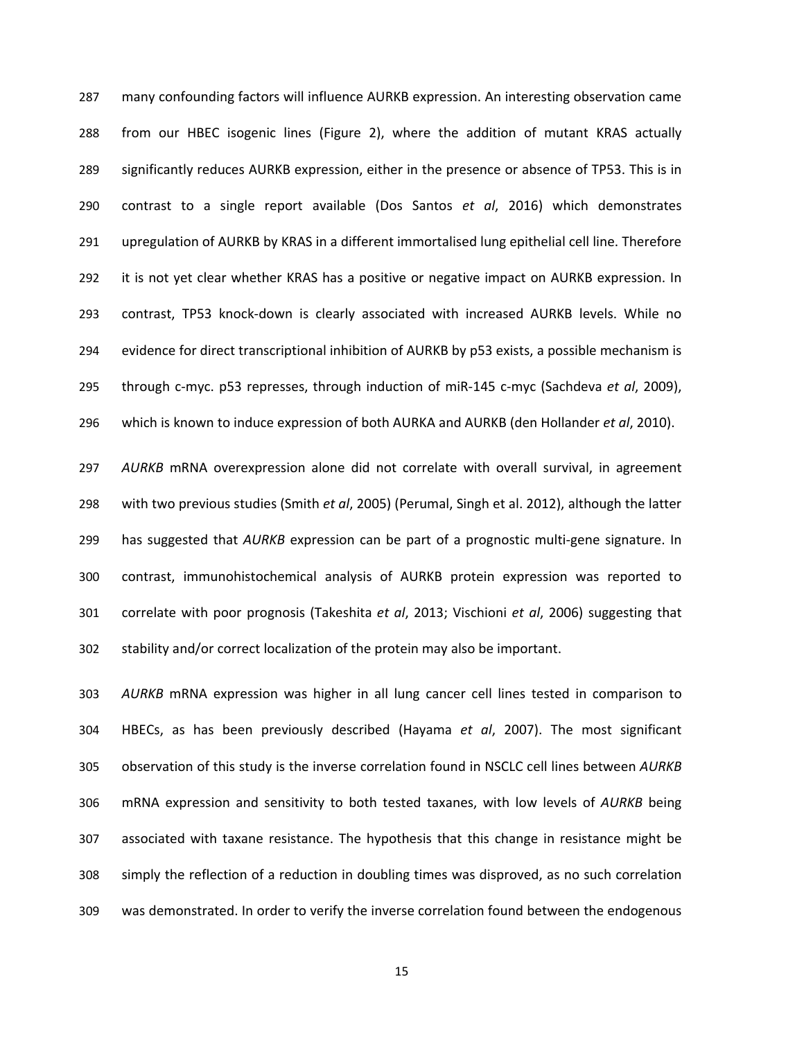many confounding factors will influence AURKB expression. An interesting observation came from our HBEC isogenic lines (Figure 2), where the addition of mutant KRAS actually significantly reduces AURKB expression, either in the presence or absence of TP53. This is in contrast to a single report available (Dos Santos *et al*, 2016) which demonstrates upregulation of AURKB by KRAS in a different immortalised lung epithelial cell line. Therefore it is not yet clear whether KRAS has a positive or negative impact on AURKB expression. In contrast, TP53 knock-down is clearly associated with increased AURKB levels. While no evidence for direct transcriptional inhibition of AURKB by p53 exists, a possible mechanism is through c-myc. p53 represses, through induction of miR-145 c-myc (Sachdeva *et al*, 2009), which is known to induce expression of both AURKA and AURKB (den Hollander *et al*, 2010).

*AURKB* mRNA overexpression alone did not correlate with overall survival, in agreement with two previous studies (Smith *et al*, 2005) (Perumal, Singh et al. 2012), although the latter has suggested that *AURKB* expression can be part of a prognostic multi-gene signature. In contrast, immunohistochemical analysis of AURKB protein expression was reported to correlate with poor prognosis (Takeshita *et al*, 2013; Vischioni *et al*, 2006) suggesting that stability and/or correct localization of the protein may also be important.

*AURKB* mRNA expression was higher in all lung cancer cell lines tested in comparison to HBECs, as has been previously described (Hayama *et al*, 2007). The most significant observation of this study is the inverse correlation found in NSCLC cell lines between *AURKB* mRNA expression and sensitivity to both tested taxanes, with low levels of *AURKB* being associated with taxane resistance. The hypothesis that this change in resistance might be simply the reflection of a reduction in doubling times was disproved, as no such correlation was demonstrated. In order to verify the inverse correlation found between the endogenous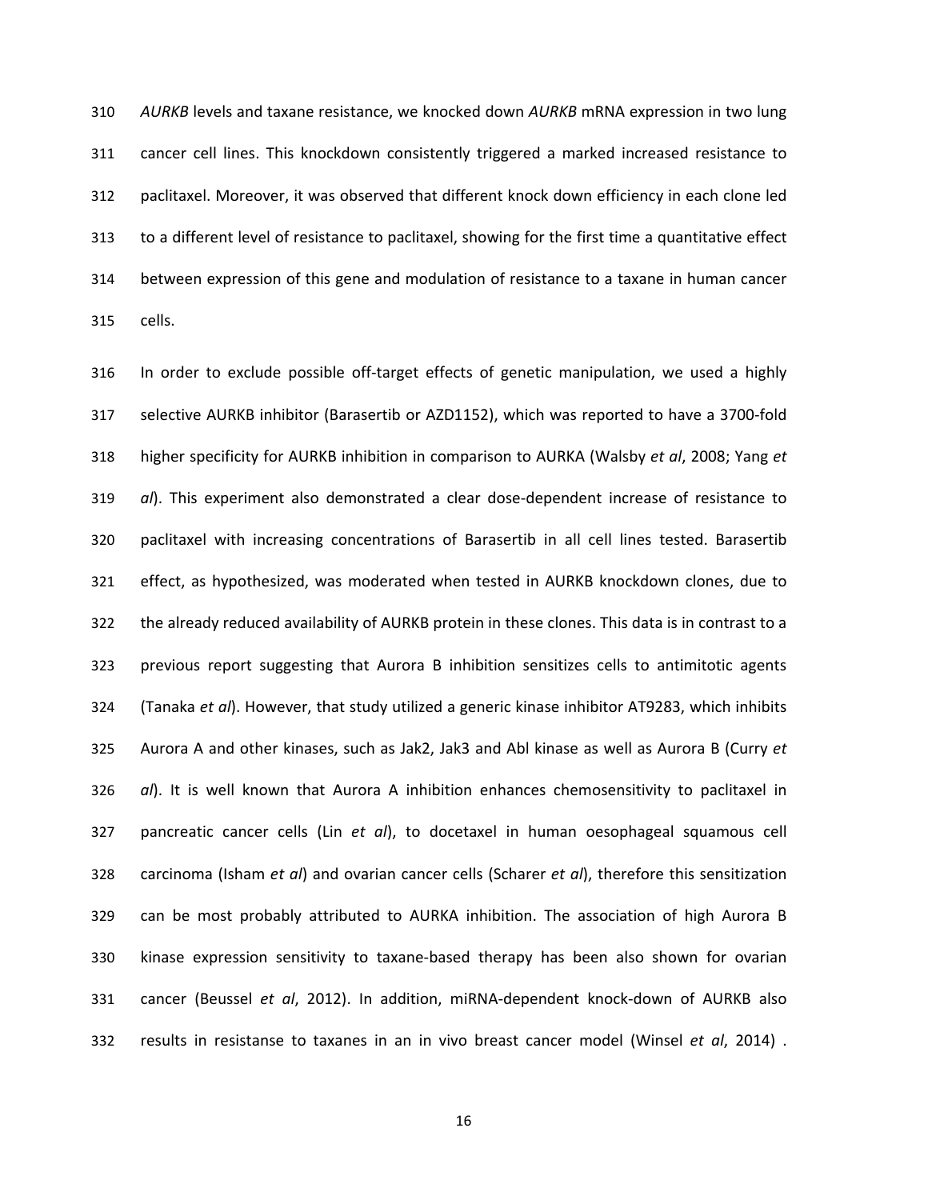*AURKB* levels and taxane resistance, we knocked down *AURKB* mRNA expression in two lung cancer cell lines. This knockdown consistently triggered a marked increased resistance to paclitaxel. Moreover, it was observed that different knock down efficiency in each clone led to a different level of resistance to paclitaxel, showing for the first time a quantitative effect between expression of this gene and modulation of resistance to a taxane in human cancer cells.

In order to exclude possible off-target effects of genetic manipulation, we used a highly selective AURKB inhibitor (Barasertib or AZD1152), which was reported to have a 3700-fold higher specificity for AURKB inhibition in comparison to AURKA (Walsby *et al*, 2008; Yang *et al*). This experiment also demonstrated a clear dose-dependent increase of resistance to paclitaxel with increasing concentrations of Barasertib in all cell lines tested. Barasertib effect, as hypothesized, was moderated when tested in AURKB knockdown clones, due to the already reduced availability of AURKB protein in these clones. This data is in contrast to a previous report suggesting that Aurora B inhibition sensitizes cells to antimitotic agents (Tanaka *et al*). However, that study utilized a generic kinase inhibitor AT9283, which inhibits Aurora A and other kinases, such as Jak2, Jak3 and Abl kinase as well as Aurora B (Curry *et al*). It is well known that Aurora A inhibition enhances chemosensitivity to paclitaxel in pancreatic cancer cells (Lin *et al*), to docetaxel in human oesophageal squamous cell carcinoma (Isham *et al*) and ovarian cancer cells (Scharer *et al*), therefore this sensitization can be most probably attributed to AURKA inhibition. The association of high Aurora B kinase expression sensitivity to taxane-based therapy has been also shown for ovarian cancer (Beussel *et al*, 2012). In addition, miRNA-dependent knock-down of AURKB also results in resistanse to taxanes in an in vivo breast cancer model (Winsel *et al*, 2014) .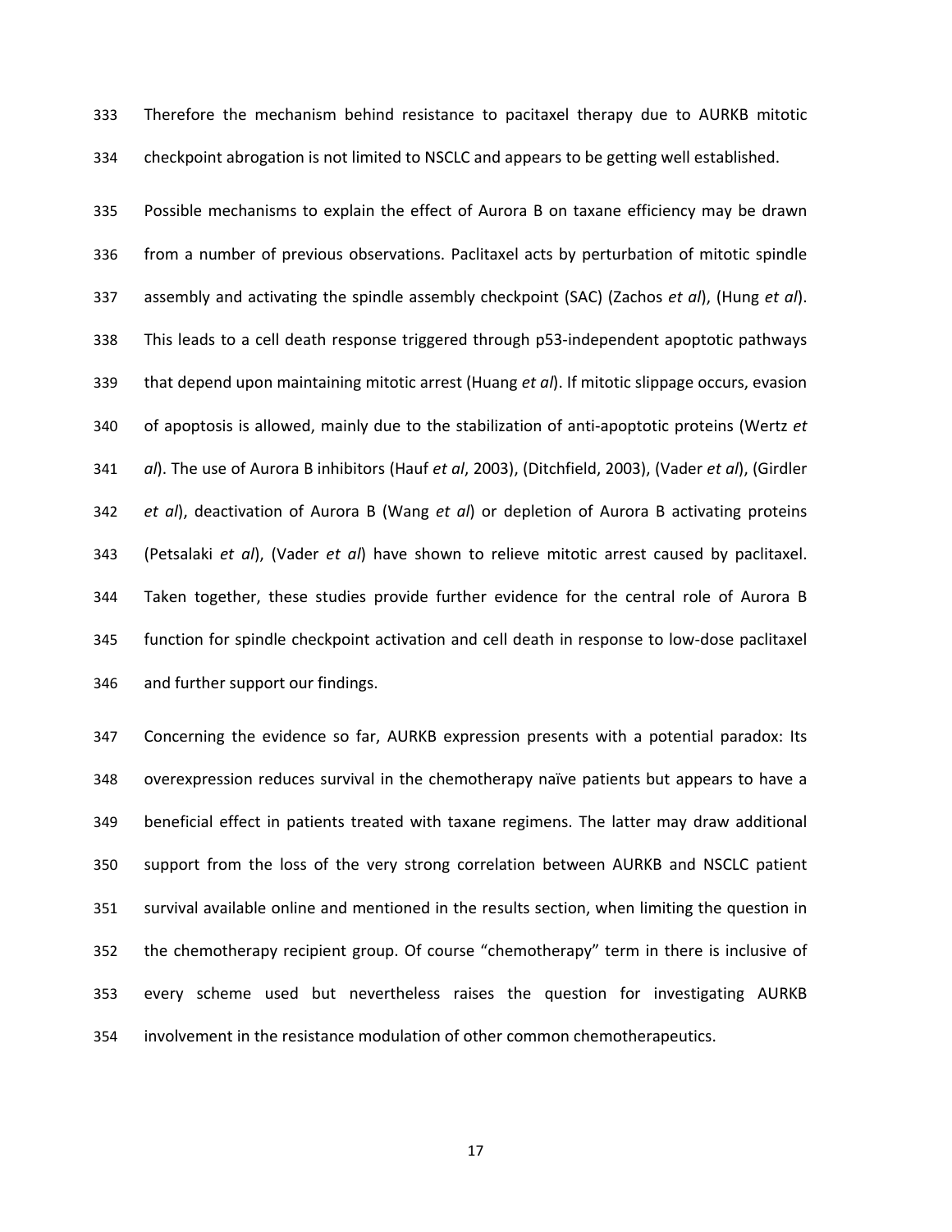Therefore the mechanism behind resistance to pacitaxel therapy due to AURKB mitotic checkpoint abrogation is not limited to NSCLC and appears to be getting well established.

Possible mechanisms to explain the effect of Aurora B on taxane efficiency may be drawn from a number of previous observations. Paclitaxel acts by perturbation of mitotic spindle assembly and activating the spindle assembly checkpoint (SAC) (Zachos *et al*), (Hung *et al*). This leads to a cell death response triggered through p53-independent apoptotic pathways that depend upon maintaining mitotic arrest (Huang *et al*). If mitotic slippage occurs, evasion of apoptosis is allowed, mainly due to the stabilization of anti-apoptotic proteins (Wertz *et al*). The use of Aurora B inhibitors (Hauf *et al*, 2003), (Ditchfield, 2003), (Vader *et al*), (Girdler *et al*), deactivation of Aurora B (Wang *et al*) or depletion of Aurora B activating proteins (Petsalaki *et al*), (Vader *et al*) have shown to relieve mitotic arrest caused by paclitaxel. Taken together, these studies provide further evidence for the central role of Aurora B function for spindle checkpoint activation and cell death in response to low-dose paclitaxel and further support our findings.

Concerning the evidence so far, AURKB expression presents with a potential paradox: Its overexpression reduces survival in the chemotherapy naïve patients but appears to have a beneficial effect in patients treated with taxane regimens. The latter may draw additional support from the loss of the very strong correlation between AURKB and NSCLC patient survival available online and mentioned in the results section, when limiting the question in the chemotherapy recipient group. Of course "chemotherapy" term in there is inclusive of every scheme used but nevertheless raises the question for investigating AURKB involvement in the resistance modulation of other common chemotherapeutics.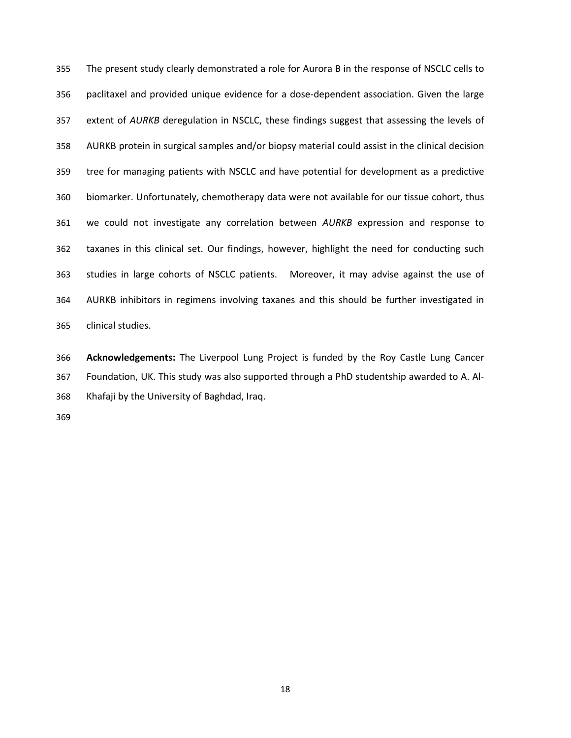The present study clearly demonstrated a role for Aurora B in the response of NSCLC cells to paclitaxel and provided unique evidence for a dose-dependent association. Given the large extent of *AURKB* deregulation in NSCLC, these findings suggest that assessing the levels of AURKB protein in surgical samples and/or biopsy material could assist in the clinical decision tree for managing patients with NSCLC and have potential for development as a predictive biomarker. Unfortunately, chemotherapy data were not available for our tissue cohort, thus we could not investigate any correlation between *AURKB* expression and response to taxanes in this clinical set. Our findings, however, highlight the need for conducting such studies in large cohorts of NSCLC patients. Moreover, it may advise against the use of AURKB inhibitors in regimens involving taxanes and this should be further investigated in clinical studies.

**Acknowledgements:** The Liverpool Lung Project is funded by the Roy Castle Lung Cancer Foundation, UK. This study was also supported through a PhD studentship awarded to A. Al-Khafaji by the University of Baghdad, Iraq.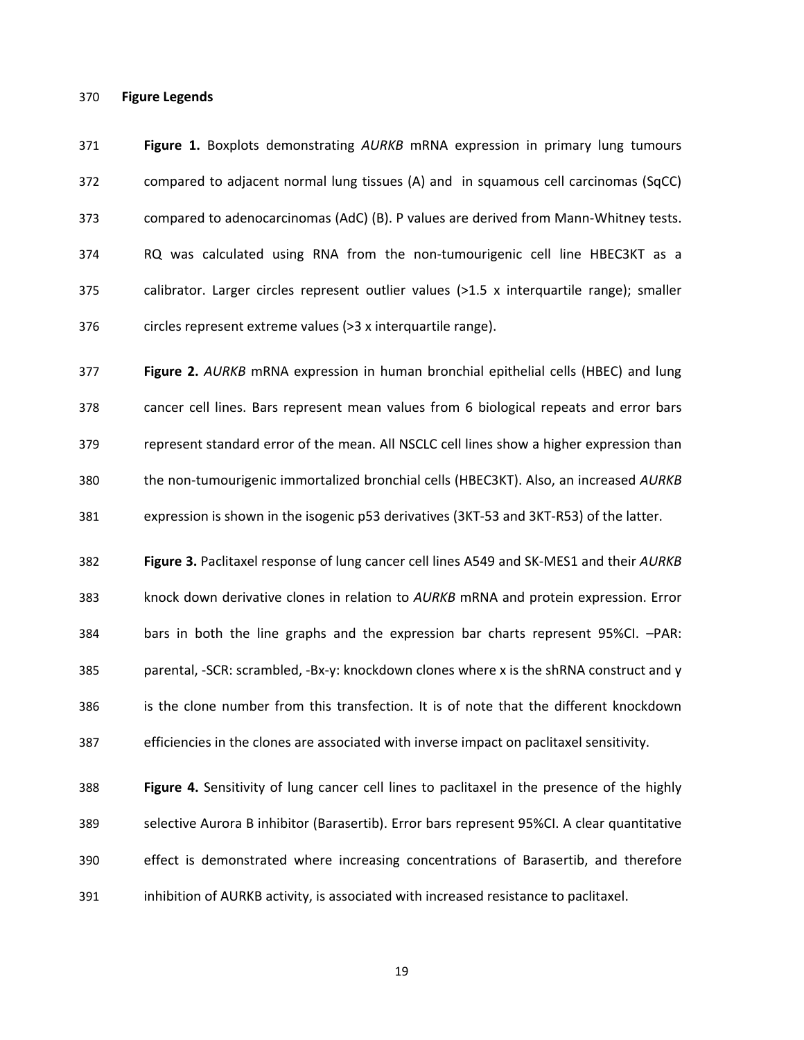**Figure Legends**

**Figure 1.** Boxplots demonstrating *AURKB* mRNA expression in primary lung tumours compared to adjacent normal lung tissues (A) and in squamous cell carcinomas (SqCC) compared to adenocarcinomas (AdC) (B). P values are derived from Mann-Whitney tests. RQ was calculated using RNA from the non-tumourigenic cell line HBEC3KT as a calibrator. Larger circles represent outlier values (>1.5 x interquartile range); smaller circles represent extreme values (>3 x interquartile range).

**Figure 2.** *AURKB* mRNA expression in human bronchial epithelial cells (HBEC) and lung cancer cell lines. Bars represent mean values from 6 biological repeats and error bars represent standard error of the mean. All NSCLC cell lines show a higher expression than the non-tumourigenic immortalized bronchial cells (HBEC3KT). Also, an increased *AURKB* expression is shown in the isogenic p53 derivatives (3KT-53 and 3KT-R53) of the latter.

**Figure 3.** Paclitaxel response of lung cancer cell lines A549 and SK-MES1 and their *AURKB* knock down derivative clones in relation to *AURKB* mRNA and protein expression. Error bars in both the line graphs and the expression bar charts represent 95%CI. –PAR: parental, -SCR: scrambled, -Bx-y: knockdown clones where x is the shRNA construct and y is the clone number from this transfection. It is of note that the different knockdown efficiencies in the clones are associated with inverse impact on paclitaxel sensitivity.

**Figure 4.** Sensitivity of lung cancer cell lines to paclitaxel in the presence of the highly selective Aurora B inhibitor (Barasertib). Error bars represent 95%CI. A clear quantitative effect is demonstrated where increasing concentrations of Barasertib, and therefore inhibition of AURKB activity, is associated with increased resistance to paclitaxel.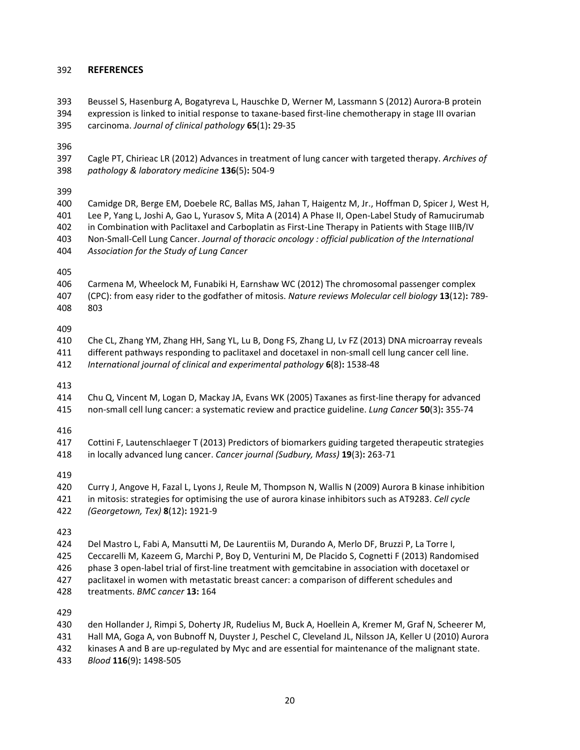## REFERENCES

Beussel S, Hasenburg A, Bogatyreva L, Hauschke D, Werner M, Lassmann S (2012) Aurora-B protein expression is linked to initial response to taxane-based first-line chemotherapy in stage III ovarian carcinoma. *Journal of clinical pathology* **65**(1)**:** 29-35

Cagle PT, Chirieac LR (2012) Advances in treatment of lung cancer with targeted therapy. *Archives of pathology & laboratory medicine* **136**(5)**:** 504-9

Camidge DR, Berge EM, Doebele RC, Ballas MS, Jahan T, Haigentz M, Jr., Hoffman D, Spicer J, West H, Lee P, Yang L, Joshi A, Gao L, Yurasov S, Mita A (2014) A Phase II, Open-Label Study of Ramucirumab in Combination with Paclitaxel and Carboplatin as First-Line Therapy in Patients with Stage IIIB/IV Non-Small-Cell Lung Cancer. *Journal of thoracic oncology : official publication of the International Association for the Study of Lung Cancer*

Carmena M, Wheelock M, Funabiki H, Earnshaw WC (2012) The chromosomal passenger complex (CPC): from easy rider to the godfather of mitosis. *Nature reviews Molecular cell biology* **13**(12)**:** 789-803

Che CL, Zhang YM, Zhang HH, Sang YL, Lu B, Dong FS, Zhang LJ, Lv FZ (2013) DNA microarray reveals different pathways responding to paclitaxel and docetaxel in non-small cell lung cancer cell line. *International journal of clinical and experimental pathology* **6**(8)**:** 1538-48

Chu Q, Vincent M, Logan D, Mackay JA, Evans WK (2005) Taxanes as first-line therapy for advanced non-small cell lung cancer: a systematic review and practice guideline. *Lung Cancer* **50**(3)**:** 355-74

Cottini F, Lautenschlaeger T (2013) Predictors of biomarkers guiding targeted therapeutic strategies in locally advanced lung cancer. *Cancer journal (Sudbury, Mass)* **19**(3)**:** 263-71

Curry J, Angove H, Fazal L, Lyons J, Reule M, Thompson N, Wallis N (2009) Aurora B kinase inhibition in mitosis: strategies for optimising the use of aurora kinase inhibitors such as AT9283. *Cell cycle (Georgetown, Tex)* **8**(12)**:** 1921-9

Del Mastro L, Fabi A, Mansutti M, De Laurentiis M, Durando A, Merlo DF, Bruzzi P, La Torre I, Ceccarelli M, Kazeem G, Marchi P, Boy D, Venturini M, De Placido S, Cognetti F (2013) Randomised phase 3 open-label trial of first-line treatment with gemcitabine in association with docetaxel or paclitaxel in women with metastatic breast cancer: a comparison of different schedules and treatments. *BMC cancer* **13:** 164

den Hollander J, Rimpi S, Doherty JR, Rudelius M, Buck A, Hoellein A, Kremer M, Graf N, Scheerer M, Hall MA, Goga A, von Bubnoff N, Duyster J, Peschel C, Cleveland JL, Nilsson JA, Keller U (2010) Aurora kinases A and B are up-regulated by Myc and are essential for maintenance of the malignant state. *Blood* **116**(9)**:** 1498-505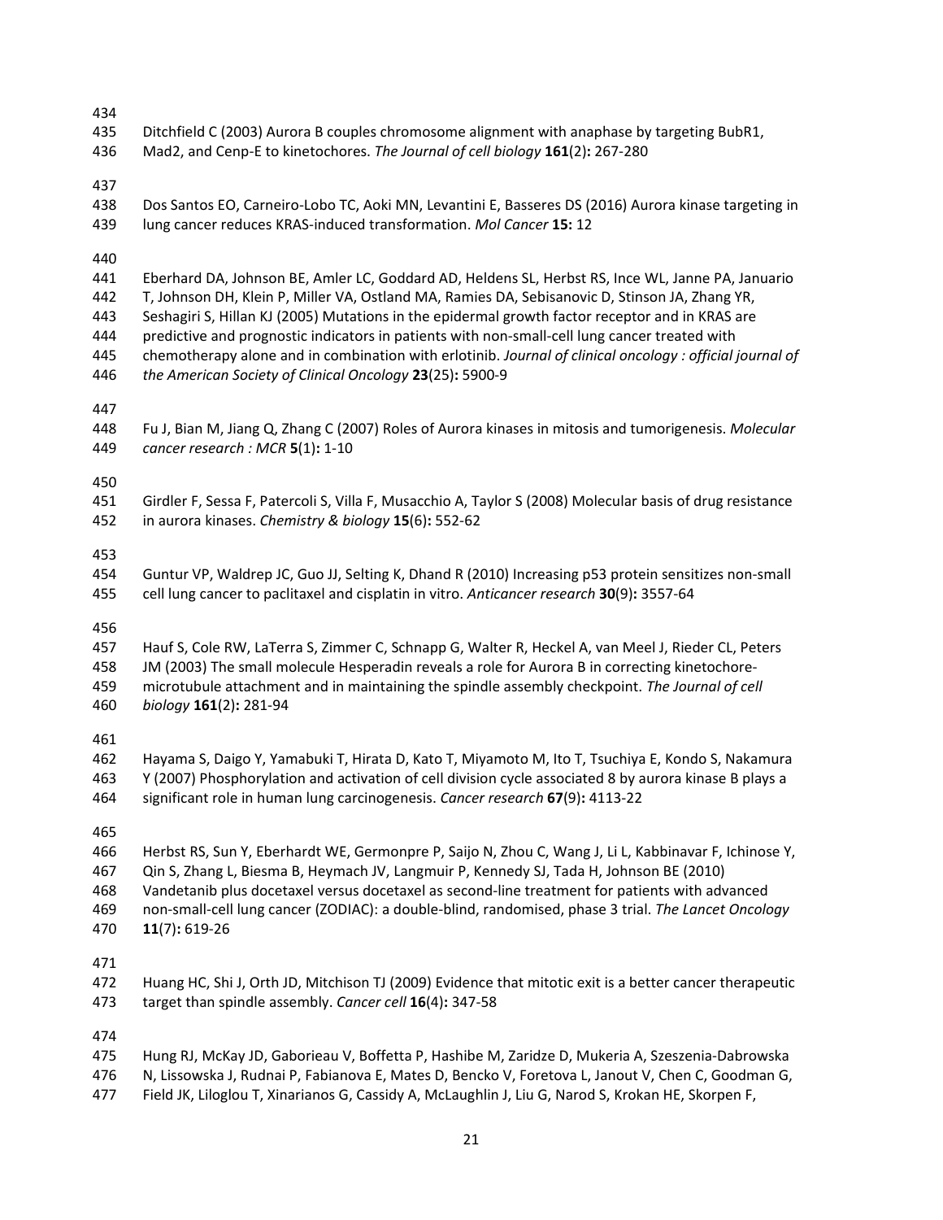Ditchfield C (2003) Aurora B couples chromosome alignment with anaphase by targeting BubR1, Mad2, and Cenp-E to kinetochores. *The Journal of cell biology* **161**(2)**:** 267-280

Dos Santos EO, Carneiro-Lobo TC, Aoki MN, Levantini E, Basseres DS (2016) Aurora kinase targeting in lung cancer reduces KRAS-induced transformation. *Mol Cancer* **15:** 12

Eberhard DA, Johnson BE, Amler LC, Goddard AD, Heldens SL, Herbst RS, Ince WL, Janne PA, Januario T, Johnson DH, Klein P, Miller VA, Ostland MA, Ramies DA, Sebisanovic D, Stinson JA, Zhang YR, Seshagiri S, Hillan KJ (2005) Mutations in the epidermal growth factor receptor and in KRAS are predictive and prognostic indicators in patients with non-small-cell lung cancer treated with chemotherapy alone and in combination with erlotinib. *Journal of clinical oncology : official journal of the American Society of Clinical Oncology* **23**(25)**:** 5900-9

Fu J, Bian M, Jiang Q, Zhang C (2007) Roles of Aurora kinases in mitosis and tumorigenesis. *Molecular cancer research : MCR* **5**(1)**:** 1-10

Girdler F, Sessa F, Patercoli S, Villa F, Musacchio A, Taylor S (2008) Molecular basis of drug resistance in aurora kinases. *Chemistry & biology* **15**(6)**:** 552-62

Guntur VP, Waldrep JC, Guo JJ, Selting K, Dhand R (2010) Increasing p53 protein sensitizes non-small cell lung cancer to paclitaxel and cisplatin in vitro. *Anticancer research* **30**(9)**:** 3557-64

Hauf S, Cole RW, LaTerra S, Zimmer C, Schnapp G, Walter R, Heckel A, van Meel J, Rieder CL, Peters JM (2003) The small molecule Hesperadin reveals a role for Aurora B in correcting kinetochore-microtubule attachment and in maintaining the spindle assembly checkpoint. *The Journal of cell biology* **161**(2)**:** 281-94

Hayama S, Daigo Y, Yamabuki T, Hirata D, Kato T, Miyamoto M, Ito T, Tsuchiya E, Kondo S, Nakamura Y (2007) Phosphorylation and activation of cell division cycle associated 8 by aurora kinase B plays a significant role in human lung carcinogenesis. *Cancer research* **67**(9)**:** 4113-22

Herbst RS, Sun Y, Eberhardt WE, Germonpre P, Saijo N, Zhou C, Wang J, Li L, Kabbinavar F, Ichinose Y, Qin S, Zhang L, Biesma B, Heymach JV, Langmuir P, Kennedy SJ, Tada H, Johnson BE (2010) Vandetanib plus docetaxel versus docetaxel as second-line treatment for patients with advanced non-small-cell lung cancer (ZODIAC): a double-blind, randomised, phase 3 trial. *The Lancet Oncology* **11**(7)**:** 619-26

Huang HC, Shi J, Orth JD, Mitchison TJ (2009) Evidence that mitotic exit is a better cancer therapeutic target than spindle assembly. *Cancer cell* **16**(4)**:** 347-58

Hung RJ, McKay JD, Gaborieau V, Boffetta P, Hashibe M, Zaridze D, Mukeria A, Szeszenia-Dabrowska N, Lissowska J, Rudnai P, Fabianova E, Mates D, Bencko V, Foretova L, Janout V, Chen C, Goodman G, Field JK, Liloglou T, Xinarianos G, Cassidy A, McLaughlin J, Liu G, Narod S, Krokan HE, Skorpen F,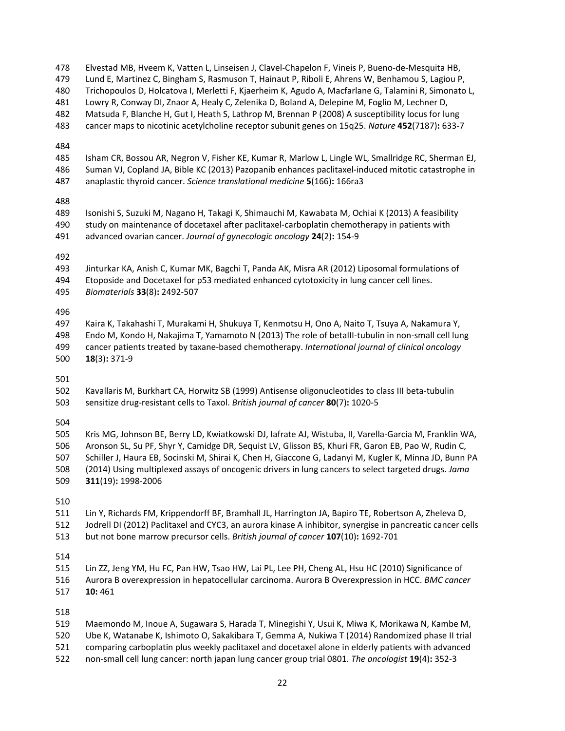Elvestad MB, Hveem K, Vatten L, Linseisen J, Clavel-Chapelon F, Vineis P, Bueno-de-Mesquita HB, Lund E, Martinez C, Bingham S, Rasmuson T, Hainaut P, Riboli E, Ahrens W, Benhamou S, Lagiou P, Trichopoulos D, Holcatova I, Merletti F, Kjaerheim K, Agudo A, Macfarlane G, Talamini R, Simonato L, Lowry R, Conway DI, Znaor A, Healy C, Zelenika D, Boland A, Delepine M, Foglio M, Lechner D, Matsuda F, Blanche H, Gut I, Heath S, Lathrop M, Brennan P (2008) A susceptibility locus for lung cancer maps to nicotinic acetylcholine receptor subunit genes on 15q25. *Nature* **452**(7187)**:** 633-7

Isham CR, Bossou AR, Negron V, Fisher KE, Kumar R, Marlow L, Lingle WL, Smallridge RC, Sherman EJ, Suman VJ, Copland JA, Bible KC (2013) Pazopanib enhances paclitaxel-induced mitotic catastrophe in anaplastic thyroid cancer. *Science translational medicine* **5**(166)**:** 166ra3

Isonishi S, Suzuki M, Nagano H, Takagi K, Shimauchi M, Kawabata M, Ochiai K (2013) A feasibility study on maintenance of docetaxel after paclitaxel-carboplatin chemotherapy in patients with advanced ovarian cancer. *Journal of gynecologic oncology* **24**(2)**:** 154-9

Jinturkar KA, Anish C, Kumar MK, Bagchi T, Panda AK, Misra AR (2012) Liposomal formulations of Etoposide and Docetaxel for p53 mediated enhanced cytotoxicity in lung cancer cell lines. *Biomaterials* **33**(8)**:** 2492-507

Kaira K, Takahashi T, Murakami H, Shukuya T, Kenmotsu H, Ono A, Naito T, Tsuya A, Nakamura Y, Endo M, Kondo H, Nakajima T, Yamamoto N (2013) The role of betaIII-tubulin in non-small cell lung cancer patients treated by taxane-based chemotherapy. *International journal of clinical oncology* **18**(3)**:** 371-9

Kavallaris M, Burkhart CA, Horwitz SB (1999) Antisense oligonucleotides to class III beta-tubulin sensitize drug-resistant cells to Taxol. *British journal of cancer* **80**(7)**:** 1020-5

Kris MG, Johnson BE, Berry LD, Kwiatkowski DJ, Iafrate AJ, Wistuba, II, Varella-Garcia M, Franklin WA, Aronson SL, Su PF, Shyr Y, Camidge DR, Sequist LV, Glisson BS, Khuri FR, Garon EB, Pao W, Rudin C, Schiller J, Haura EB, Socinski M, Shirai K, Chen H, Giaccone G, Ladanyi M, Kugler K, Minna JD, Bunn PA (2014) Using multiplexed assays of oncogenic drivers in lung cancers to select targeted drugs. *Jama* **311**(19)**:** 1998-2006

Lin Y, Richards FM, Krippendorff BF, Bramhall JL, Harrington JA, Bapiro TE, Robertson A, Zheleva D, Jodrell DI (2012) Paclitaxel and CYC3, an aurora kinase A inhibitor, synergise in pancreatic cancer cells but not bone marrow precursor cells. *British journal of cancer* **107**(10)**:** 1692-701

Lin ZZ, Jeng YM, Hu FC, Pan HW, Tsao HW, Lai PL, Lee PH, Cheng AL, Hsu HC (2010) Significance of Aurora B overexpression in hepatocellular carcinoma. Aurora B Overexpression in HCC. *BMC cancer* **10:** 461

Maemondo M, Inoue A, Sugawara S, Harada T, Minegishi Y, Usui K, Miwa K, Morikawa N, Kambe M, Ube K, Watanabe K, Ishimoto O, Sakakibara T, Gemma A, Nukiwa T (2014) Randomized phase II trial comparing carboplatin plus weekly paclitaxel and docetaxel alone in elderly patients with advanced non-small cell lung cancer: north japan lung cancer group trial 0801. *The oncologist* **19**(4)**:** 352-3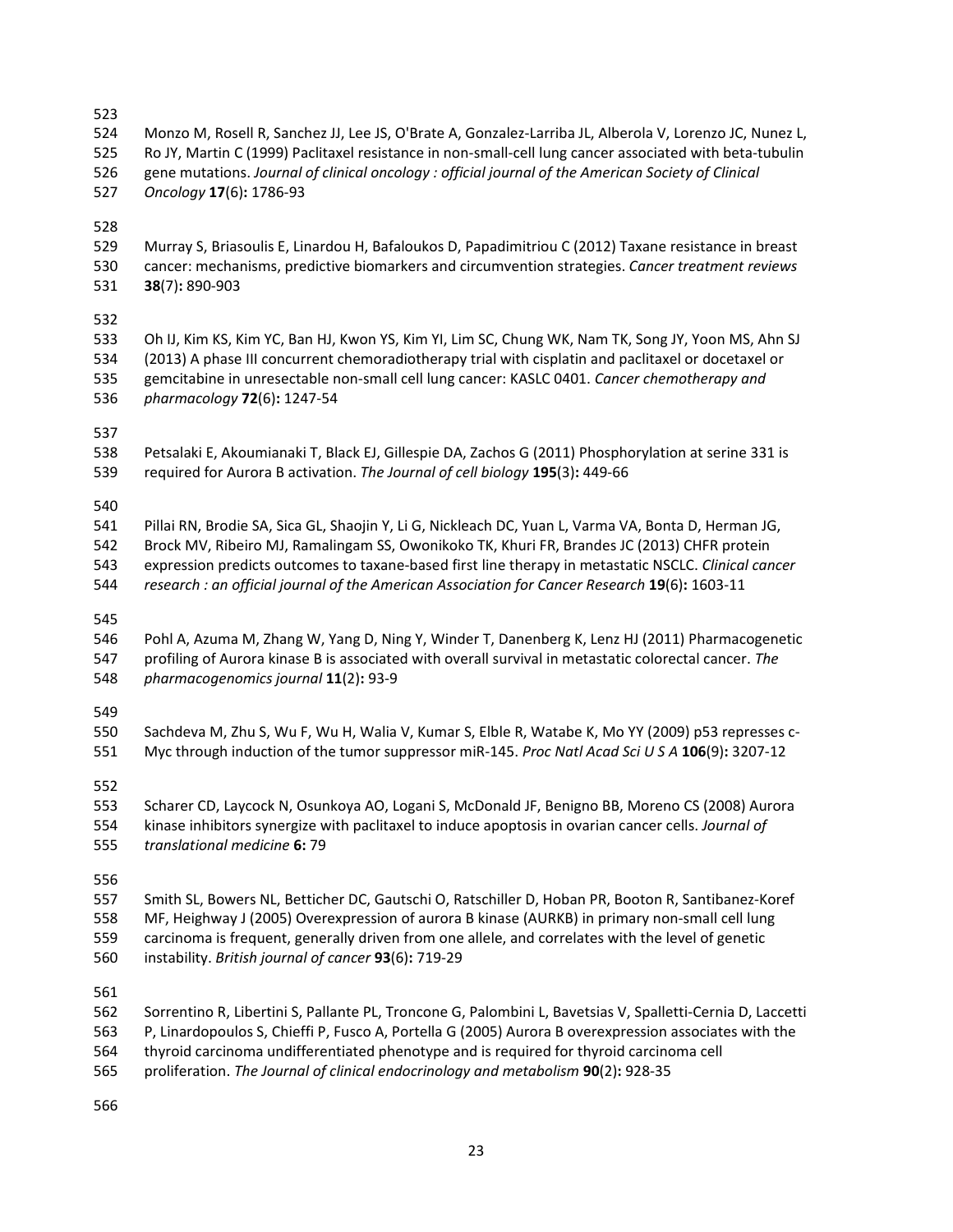Monzo M, Rosell R, Sanchez JJ, Lee JS, O'Brate A, Gonzalez-Larriba JL, Alberola V, Lorenzo JC, Nunez L, Ro JY, Martin C (1999) Paclitaxel resistance in non-small-cell lung cancer associated with beta-tubulin gene mutations. *Journal of clinical oncology : official journal of the American Society of Clinical Oncology* **17**(6)**:** 1786-93

Murray S, Briasoulis E, Linardou H, Bafaloukos D, Papadimitriou C (2012) Taxane resistance in breast cancer: mechanisms, predictive biomarkers and circumvention strategies. *Cancer treatment reviews* **38**(7)**:** 890-903

Oh IJ, Kim KS, Kim YC, Ban HJ, Kwon YS, Kim YI, Lim SC, Chung WK, Nam TK, Song JY, Yoon MS, Ahn SJ (2013) A phase III concurrent chemoradiotherapy trial with cisplatin and paclitaxel or docetaxel or gemcitabine in unresectable non-small cell lung cancer: KASLC 0401. *Cancer chemotherapy and pharmacology* **72**(6)**:** 1247-54

Petsalaki E, Akoumianaki T, Black EJ, Gillespie DA, Zachos G (2011) Phosphorylation at serine 331 is required for Aurora B activation. *The Journal of cell biology* **195**(3)**:** 449-66

Pillai RN, Brodie SA, Sica GL, Shaojin Y, Li G, Nickleach DC, Yuan L, Varma VA, Bonta D, Herman JG, Brock MV, Ribeiro MJ, Ramalingam SS, Owonikoko TK, Khuri FR, Brandes JC (2013) CHFR protein expression predicts outcomes to taxane-based first line therapy in metastatic NSCLC. *Clinical cancer research : an official journal of the American Association for Cancer Research* **19**(6)**:** 1603-11

Pohl A, Azuma M, Zhang W, Yang D, Ning Y, Winder T, Danenberg K, Lenz HJ (2011) Pharmacogenetic profiling of Aurora kinase B is associated with overall survival in metastatic colorectal cancer. *The pharmacogenomics journal* **11**(2)**:** 93-9

Sachdeva M, Zhu S, Wu F, Wu H, Walia V, Kumar S, Elble R, Watabe K, Mo YY (2009) p53 represses c-Myc through induction of the tumor suppressor miR-145. *Proc Natl Acad Sci U S A* **106**(9)**:** 3207-12

Scharer CD, Laycock N, Osunkoya AO, Logani S, McDonald JF, Benigno BB, Moreno CS (2008) Aurora kinase inhibitors synergize with paclitaxel to induce apoptosis in ovarian cancer cells. *Journal of translational medicine* **6:** 79

Smith SL, Bowers NL, Betticher DC, Gautschi O, Ratschiller D, Hoban PR, Booton R, Santibanez-Koref MF, Heighway J (2005) Overexpression of aurora B kinase (AURKB) in primary non-small cell lung carcinoma is frequent, generally driven from one allele, and correlates with the level of genetic instability. *British journal of cancer* **93**(6)**:** 719-29

Sorrentino R, Libertini S, Pallante PL, Troncone G, Palombini L, Bavetsias V, Spalletti-Cernia D, Laccetti P, Linardopoulos S, Chieffi P, Fusco A, Portella G (2005) Aurora B overexpression associates with the thyroid carcinoma undifferentiated phenotype and is required for thyroid carcinoma cell proliferation. *The Journal of clinical endocrinology and metabolism* **90**(2)**:** 928-35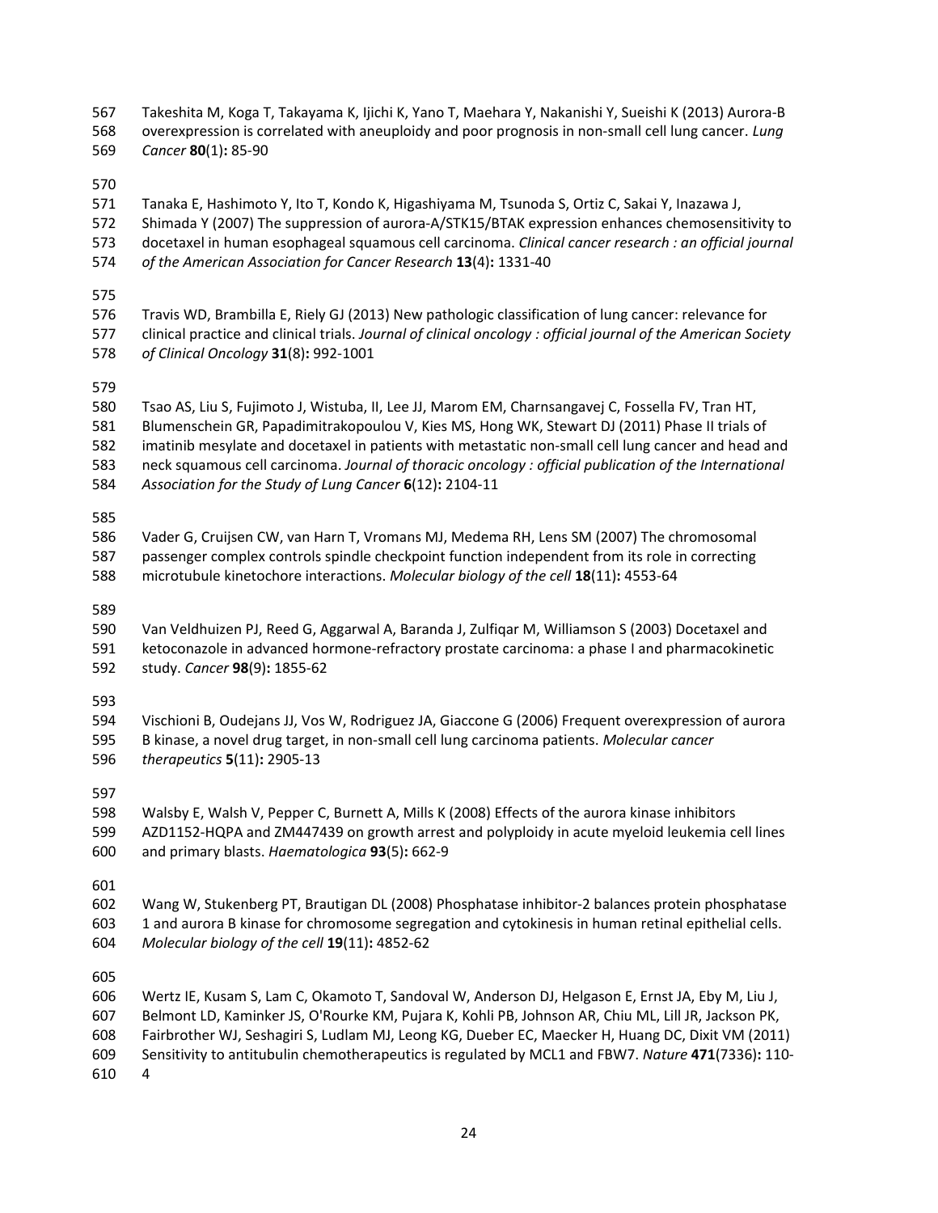Takeshita M, Koga T, Takayama K, Ijichi K, Yano T, Maehara Y, Nakanishi Y, Sueishi K (2013) Aurora-B overexpression is correlated with aneuploidy and poor prognosis in non-small cell lung cancer. *Lung Cancer* **80**(1)**:** 85-90

Tanaka E, Hashimoto Y, Ito T, Kondo K, Higashiyama M, Tsunoda S, Ortiz C, Sakai Y, Inazawa J, Shimada Y (2007) The suppression of aurora-A/STK15/BTAK expression enhances chemosensitivity to docetaxel in human esophageal squamous cell carcinoma. *Clinical cancer research : an official journal of the American Association for Cancer Research* **13**(4)**:** 1331-40

Travis WD, Brambilla E, Riely GJ (2013) New pathologic classification of lung cancer: relevance for clinical practice and clinical trials. *Journal of clinical oncology : official journal of the American Society of Clinical Oncology* **31**(8)**:** 992-1001

Tsao AS, Liu S, Fujimoto J, Wistuba, II, Lee JJ, Marom EM, Charnsangavej C, Fossella FV, Tran HT, Blumenschein GR, Papadimitrakopoulou V, Kies MS, Hong WK, Stewart DJ (2011) Phase II trials of imatinib mesylate and docetaxel in patients with metastatic non-small cell lung cancer and head and neck squamous cell carcinoma. *Journal of thoracic oncology : official publication of the International Association for the Study of Lung Cancer* **6**(12)**:** 2104-11

Vader G, Cruijsen CW, van Harn T, Vromans MJ, Medema RH, Lens SM (2007) The chromosomal passenger complex controls spindle checkpoint function independent from its role in correcting microtubule kinetochore interactions. *Molecular biology of the cell* **18**(11)**:** 4553-64

Van Veldhuizen PJ, Reed G, Aggarwal A, Baranda J, Zulfiqar M, Williamson S (2003) Docetaxel and ketoconazole in advanced hormone-refractory prostate carcinoma: a phase I and pharmacokinetic study. *Cancer* **98**(9)**:** 1855-62

Vischioni B, Oudejans JJ, Vos W, Rodriguez JA, Giaccone G (2006) Frequent overexpression of aurora B kinase, a novel drug target, in non-small cell lung carcinoma patients. *Molecular cancer therapeutics* **5**(11)**:** 2905-13

Walsby E, Walsh V, Pepper C, Burnett A, Mills K (2008) Effects of the aurora kinase inhibitors AZD1152-HQPA and ZM447439 on growth arrest and polyploidy in acute myeloid leukemia cell lines and primary blasts. *Haematologica* **93**(5)**:** 662-9

Wang W, Stukenberg PT, Brautigan DL (2008) Phosphatase inhibitor-2 balances protein phosphatase 1 and aurora B kinase for chromosome segregation and cytokinesis in human retinal epithelial cells. *Molecular biology of the cell* **19**(11)**:** 4852-62

Wertz IE, Kusam S, Lam C, Okamoto T, Sandoval W, Anderson DJ, Helgason E, Ernst JA, Eby M, Liu J, Belmont LD, Kaminker JS, O'Rourke KM, Pujara K, Kohli PB, Johnson AR, Chiu ML, Lill JR, Jackson PK, Fairbrother WJ, Seshagiri S, Ludlam MJ, Leong KG, Dueber EC, Maecker H, Huang DC, Dixit VM (2011) Sensitivity to antitubulin chemotherapeutics is regulated by MCL1 and FBW7. *Nature* **471**(7336)**:** 110-4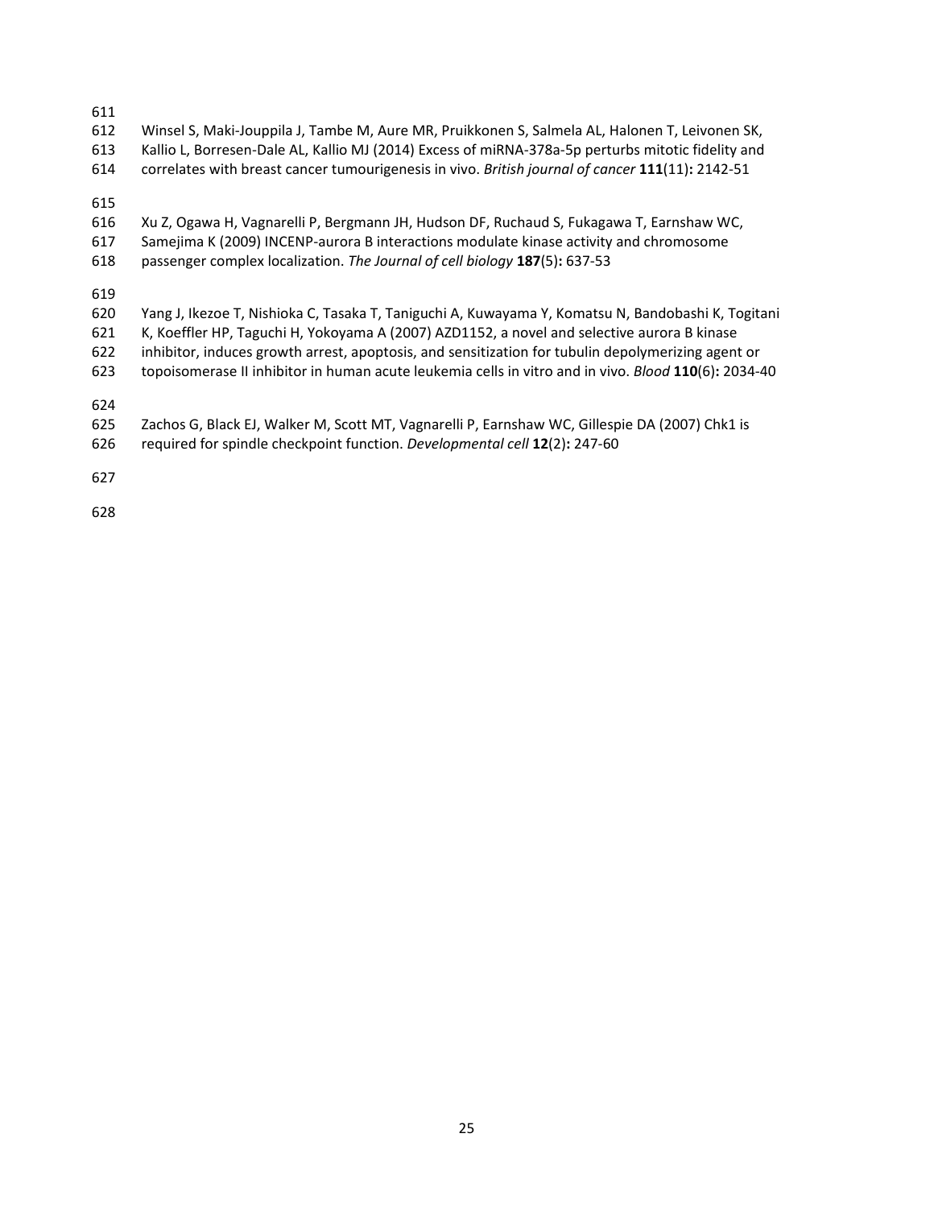Winsel S, Maki-Jouppila J, Tambe M, Aure MR, Pruikkonen S, Salmela AL, Halonen T, Leivonen SK, Kallio L, Borresen-Dale AL, Kallio MJ (2014) Excess of miRNA-378a-5p perturbs mitotic fidelity and correlates with breast cancer tumourigenesis in vivo. *British journal of cancer* **111**(11)**:** 2142-51

Xu Z, Ogawa H, Vagnarelli P, Bergmann JH, Hudson DF, Ruchaud S, Fukagawa T, Earnshaw WC, Samejima K (2009) INCENP-aurora B interactions modulate kinase activity and chromosome passenger complex localization. *The Journal of cell biology* **187**(5)**:** 637-53

Yang J, Ikezoe T, Nishioka C, Tasaka T, Taniguchi A, Kuwayama Y, Komatsu N, Bandobashi K, Togitani K, Koeffler HP, Taguchi H, Yokoyama A (2007) AZD1152, a novel and selective aurora B kinase inhibitor, induces growth arrest, apoptosis, and sensitization for tubulin depolymerizing agent or topoisomerase II inhibitor in human acute leukemia cells in vitro and in vivo. *Blood* **110**(6)**:** 2034-40

Zachos G, Black EJ, Walker M, Scott MT, Vagnarelli P, Earnshaw WC, Gillespie DA (2007) Chk1 is required for spindle checkpoint function. *Developmental cell* **12**(2)**:** 247-60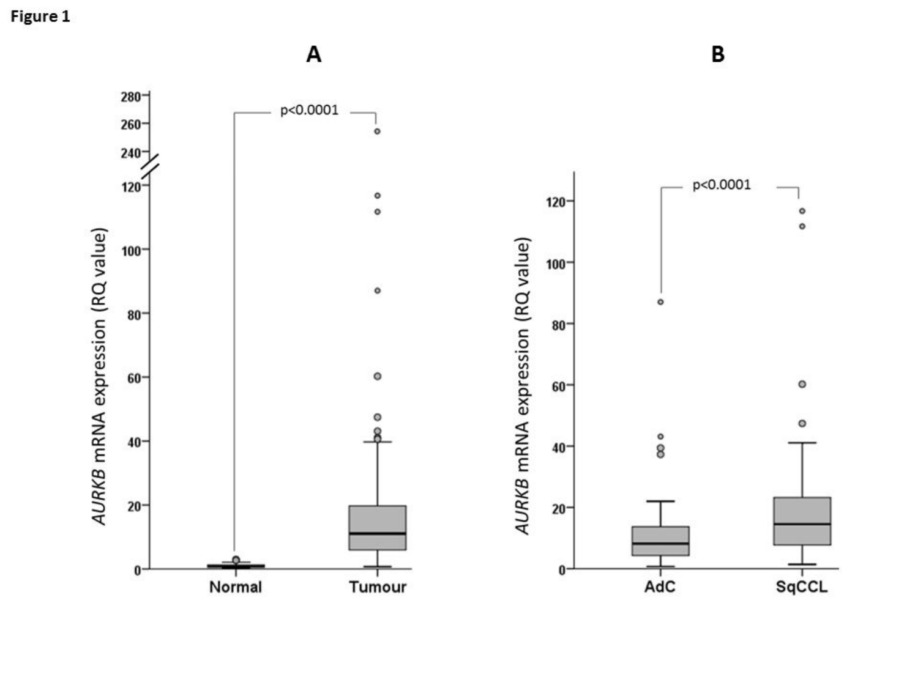Figure 1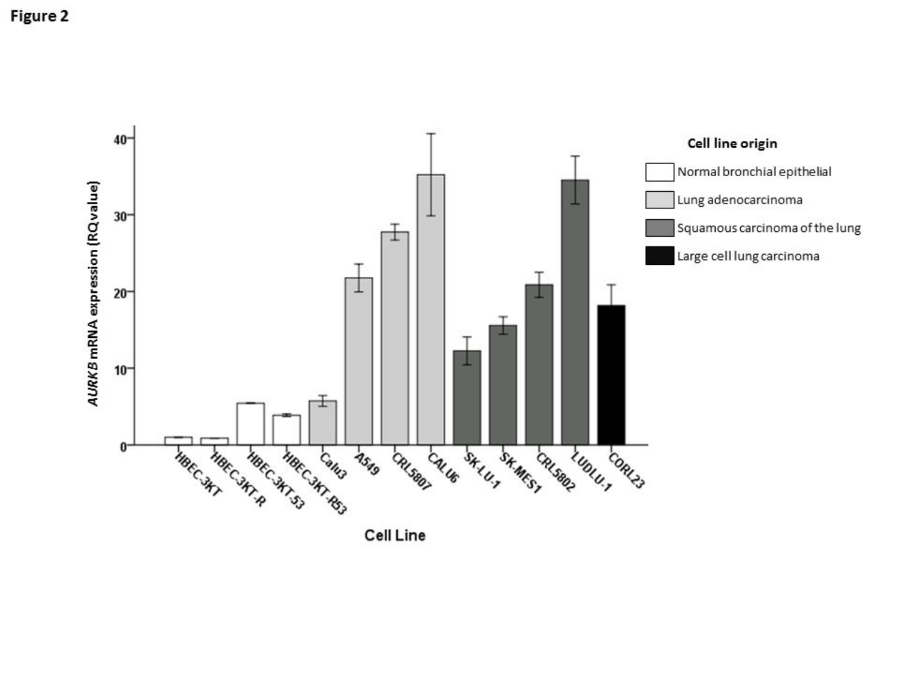**Figure 2**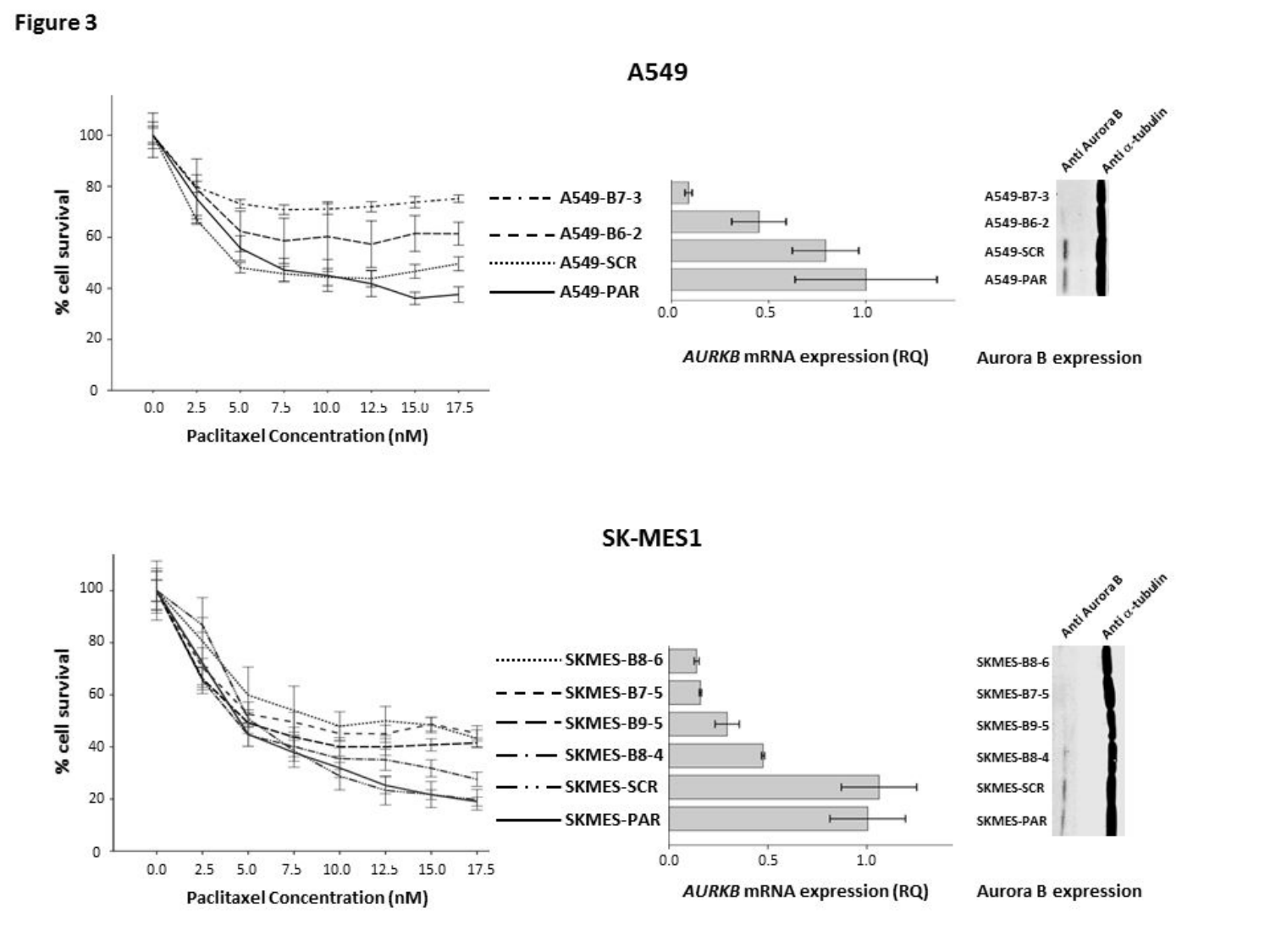**Figure 3**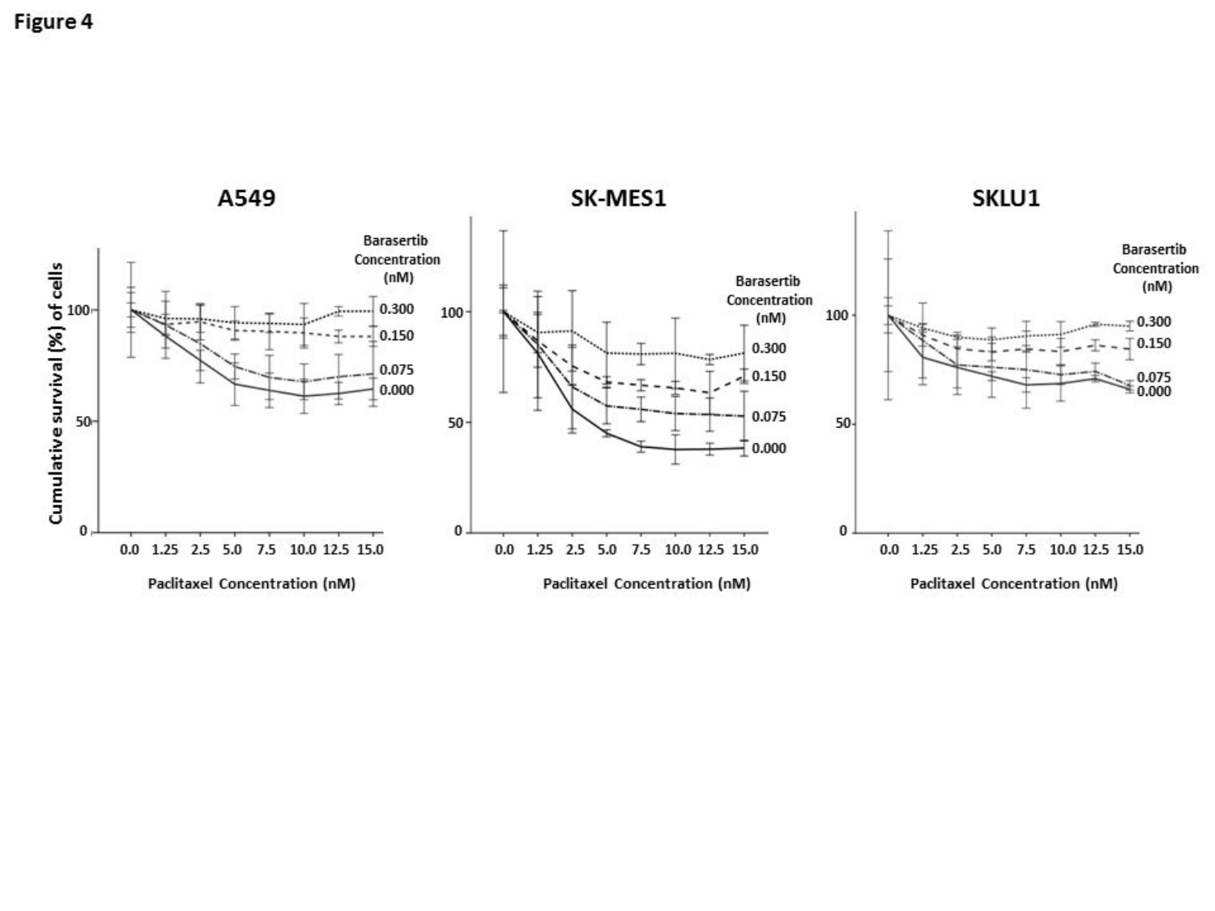**Figure 4**

A549

SK-MES1

SKLU1

Cumulative survival (%) of cells

Barasertib Concentration (nM)

0.300

0.150

0.075

0.000

0

50

100

0.0 1.25 2.5 5.0 7.5 10.0 12.5 15.0

Paclitaxel Concentration (nM)